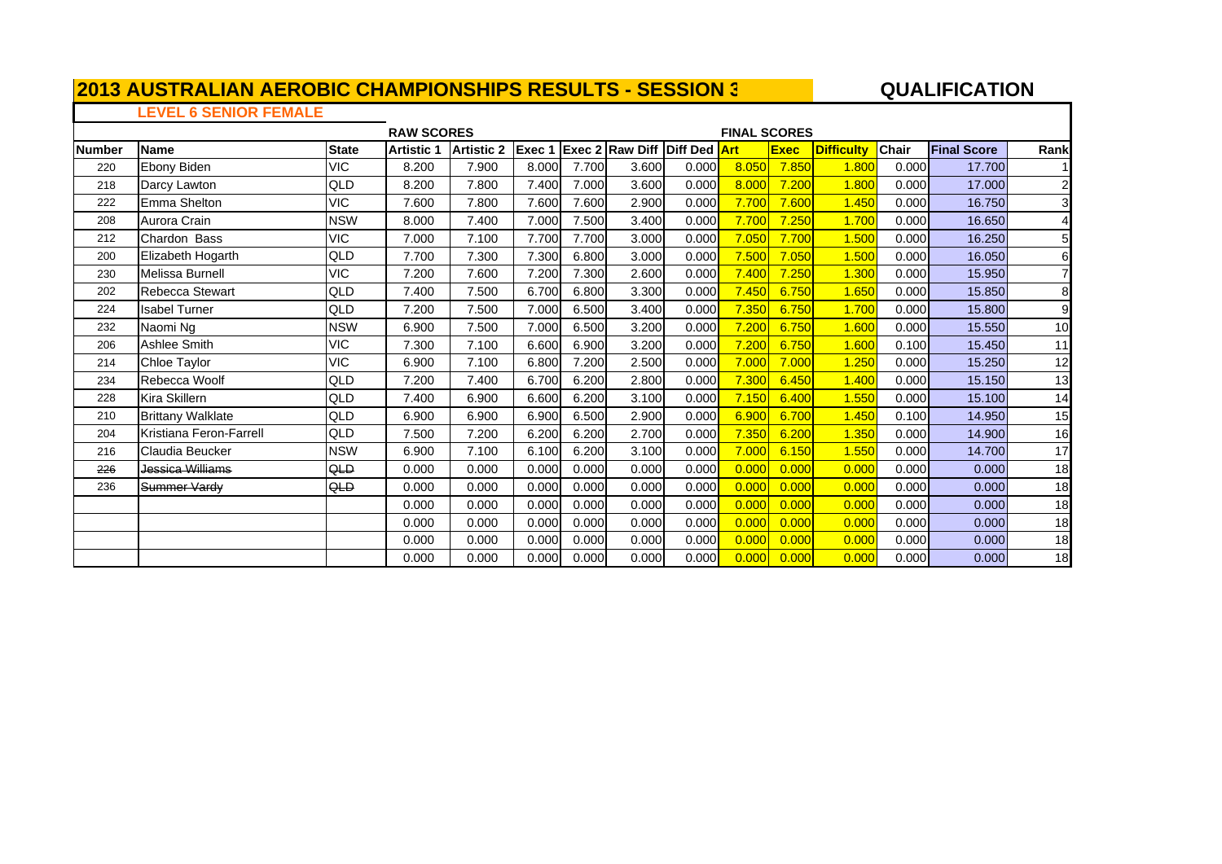# 2013 AUSTRALIAN AEROBIC CHAMPIONSHIPS RESULTS - SESSION 3

**QUALIFICATION**

## LEVEL 6 SENIOR FEMALE

| | | | RAW SCORES | | | | | | FINAL SCORES | | | | | |
|---|---|---|---|---|---|---|---|---|---|---|---|---|---|---|
| **Number** | **Name** | **State** | **Artistic 1** | **Artistic 2** | **Exec 1** | **Exec 2** | **Raw Diff** | **Diff Ded** | **Art** | **Exec** | **Difficulty** | **Chair** | **Final Score** | **Rank** |
| 220 | Ebony Biden | VIC | 8.200 | 7.900 | 8.000 | 7.700 | 3.600 | 0.000 | 8.050 | 7.850 | 1.800 | 0.000 | 17.700 | 1 |
| 218 | Darcy Lawton | QLD | 8.200 | 7.800 | 7.400 | 7.000 | 3.600 | 0.000 | 8.000 | 7.200 | 1.800 | 0.000 | 17.000 | 2 |
| 222 | Emma Shelton | VIC | 7.600 | 7.800 | 7.600 | 7.600 | 2.900 | 0.000 | 7.700 | 7.600 | 1.450 | 0.000 | 16.750 | 3 |
| 208 | Aurora Crain | NSW | 8.000 | 7.400 | 7.000 | 7.500 | 3.400 | 0.000 | 7.700 | 7.250 | 1.700 | 0.000 | 16.650 | 4 |
| 212 | Chardon Bass | VIC | 7.000 | 7.100 | 7.700 | 7.700 | 3.000 | 0.000 | 7.050 | 7.700 | 1.500 | 0.000 | 16.250 | 5 |
| 200 | Elizabeth Hogarth | QLD | 7.700 | 7.300 | 7.300 | 6.800 | 3.000 | 0.000 | 7.500 | 7.050 | 1.500 | 0.000 | 16.050 | 6 |
| 230 | Melissa Burnell | VIC | 7.200 | 7.600 | 7.200 | 7.300 | 2.600 | 0.000 | 7.400 | 7.250 | 1.300 | 0.000 | 15.950 | 7 |
| 202 | Rebecca Stewart | QLD | 7.400 | 7.500 | 6.700 | 6.800 | 3.300 | 0.000 | 7.450 | 6.750 | 1.650 | 0.000 | 15.850 | 8 |
| 224 | Isabel Turner | QLD | 7.200 | 7.500 | 7.000 | 6.500 | 3.400 | 0.000 | 7.350 | 6.750 | 1.700 | 0.000 | 15.800 | 9 |
| 232 | Naomi Ng | NSW | 6.900 | 7.500 | 7.000 | 6.500 | 3.200 | 0.000 | 7.200 | 6.750 | 1.600 | 0.000 | 15.550 | 10 |
| 206 | Ashlee Smith | VIC | 7.300 | 7.100 | 6.600 | 6.900 | 3.200 | 0.000 | 7.200 | 6.750 | 1.600 | 0.100 | 15.450 | 11 |
| 214 | Chloe Taylor | VIC | 6.900 | 7.100 | 6.800 | 7.200 | 2.500 | 0.000 | 7.000 | 7.000 | 1.250 | 0.000 | 15.250 | 12 |
| 234 | Rebecca Woolf | QLD | 7.200 | 7.400 | 6.700 | 6.200 | 2.800 | 0.000 | 7.300 | 6.450 | 1.400 | 0.000 | 15.150 | 13 |
| 228 | Kira Skillern | QLD | 7.400 | 6.900 | 6.600 | 6.200 | 3.100 | 0.000 | 7.150 | 6.400 | 1.550 | 0.000 | 15.100 | 14 |
| 210 | Brittany Walklate | QLD | 6.900 | 6.900 | 6.900 | 6.500 | 2.900 | 0.000 | 6.900 | 6.700 | 1.450 | 0.100 | 14.950 | 15 |
| 204 | Kristiana Feron-Farrell | QLD | 7.500 | 7.200 | 6.200 | 6.200 | 2.700 | 0.000 | 7.350 | 6.200 | 1.350 | 0.000 | 14.900 | 16 |
| 216 | Claudia Beucker | NSW | 6.900 | 7.100 | 6.100 | 6.200 | 3.100 | 0.000 | 7.000 | 6.150 | 1.550 | 0.000 | 14.700 | 17 |
| ~~226~~ | ~~Jessica Williams~~ | ~~QLD~~ | 0.000 | 0.000 | 0.000 | 0.000 | 0.000 | 0.000 | 0.000 | 0.000 | 0.000 | 0.000 | 0.000 | 18 |
| 236 | ~~Summer Vardy~~ | ~~QLD~~ | 0.000 | 0.000 | 0.000 | 0.000 | 0.000 | 0.000 | 0.000 | 0.000 | 0.000 | 0.000 | 0.000 | 18 |
| | | | 0.000 | 0.000 | 0.000 | 0.000 | 0.000 | 0.000 | 0.000 | 0.000 | 0.000 | 0.000 | 0.000 | 18 |
| | | | 0.000 | 0.000 | 0.000 | 0.000 | 0.000 | 0.000 | 0.000 | 0.000 | 0.000 | 0.000 | 0.000 | 18 |
| | | | 0.000 | 0.000 | 0.000 | 0.000 | 0.000 | 0.000 | 0.000 | 0.000 | 0.000 | 0.000 | 0.000 | 18 |
| | | | 0.000 | 0.000 | 0.000 | 0.000 | 0.000 | 0.000 | 0.000 | 0.000 | 0.000 | 0.000 | 0.000 | 18 |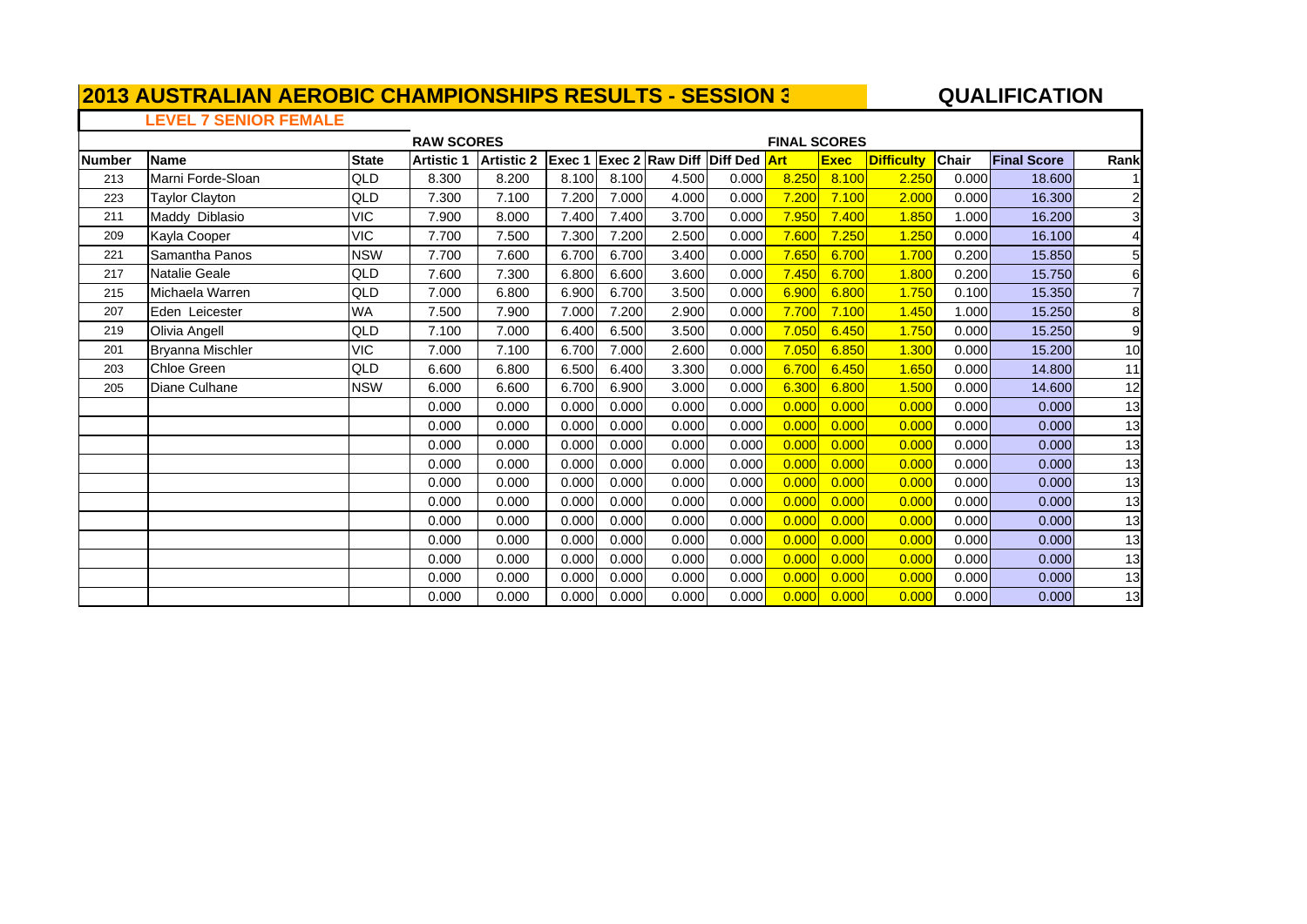# 2013 AUSTRALIAN AEROBIC CHAMPIONSHIPS RESULTS - SESSION 3

## QUALIFICATION

### LEVEL 7 SENIOR FEMALE

| | | | RAW SCORES | | | | | | FINAL SCORES | | | | | |
|---|---|---|---|---|---|---|---|---|---|---|---|---|---|---|
| **Number** | **Name** | **State** | **Artistic 1** | **Artistic 2** | **Exec 1** | **Exec 2** | **Raw Diff** | **Diff Ded** | **Art** | **Exec** | **Difficulty** | **Chair** | **Final Score** | **Rank** |
| 213 | Marni Forde-Sloan | QLD | 8.300 | 8.200 | 8.100 | 8.100 | 4.500 | 0.000 | 8.250 | 8.100 | 2.250 | 0.000 | 18.600 | 1 |
| 223 | Taylor Clayton | QLD | 7.300 | 7.100 | 7.200 | 7.000 | 4.000 | 0.000 | 7.200 | 7.100 | 2.000 | 0.000 | 16.300 | 2 |
| 211 | Maddy Diblasio | VIC | 7.900 | 8.000 | 7.400 | 7.400 | 3.700 | 0.000 | 7.950 | 7.400 | 1.850 | 1.000 | 16.200 | 3 |
| 209 | Kayla Cooper | VIC | 7.700 | 7.500 | 7.300 | 7.200 | 2.500 | 0.000 | 7.600 | 7.250 | 1.250 | 0.000 | 16.100 | 4 |
| 221 | Samantha Panos | NSW | 7.700 | 7.600 | 6.700 | 6.700 | 3.400 | 0.000 | 7.650 | 6.700 | 1.700 | 0.200 | 15.850 | 5 |
| 217 | Natalie Geale | QLD | 7.600 | 7.300 | 6.800 | 6.600 | 3.600 | 0.000 | 7.450 | 6.700 | 1.800 | 0.200 | 15.750 | 6 |
| 215 | Michaela Warren | QLD | 7.000 | 6.800 | 6.900 | 6.700 | 3.500 | 0.000 | 6.900 | 6.800 | 1.750 | 0.100 | 15.350 | 7 |
| 207 | Eden Leicester | WA | 7.500 | 7.900 | 7.000 | 7.200 | 2.900 | 0.000 | 7.700 | 7.100 | 1.450 | 1.000 | 15.250 | 8 |
| 219 | Olivia Angell | QLD | 7.100 | 7.000 | 6.400 | 6.500 | 3.500 | 0.000 | 7.050 | 6.450 | 1.750 | 0.000 | 15.250 | 9 |
| 201 | Bryanna Mischler | VIC | 7.000 | 7.100 | 6.700 | 7.000 | 2.600 | 0.000 | 7.050 | 6.850 | 1.300 | 0.000 | 15.200 | 10 |
| 203 | Chloe Green | QLD | 6.600 | 6.800 | 6.500 | 6.400 | 3.300 | 0.000 | 6.700 | 6.450 | 1.650 | 0.000 | 14.800 | 11 |
| 205 | Diane Culhane | NSW | 6.000 | 6.600 | 6.700 | 6.900 | 3.000 | 0.000 | 6.300 | 6.800 | 1.500 | 0.000 | 14.600 | 12 |
| | | | 0.000 | 0.000 | 0.000 | 0.000 | 0.000 | 0.000 | 0.000 | 0.000 | 0.000 | 0.000 | 0.000 | 13 |
| | | | 0.000 | 0.000 | 0.000 | 0.000 | 0.000 | 0.000 | 0.000 | 0.000 | 0.000 | 0.000 | 0.000 | 13 |
| | | | 0.000 | 0.000 | 0.000 | 0.000 | 0.000 | 0.000 | 0.000 | 0.000 | 0.000 | 0.000 | 0.000 | 13 |
| | | | 0.000 | 0.000 | 0.000 | 0.000 | 0.000 | 0.000 | 0.000 | 0.000 | 0.000 | 0.000 | 0.000 | 13 |
| | | | 0.000 | 0.000 | 0.000 | 0.000 | 0.000 | 0.000 | 0.000 | 0.000 | 0.000 | 0.000 | 0.000 | 13 |
| | | | 0.000 | 0.000 | 0.000 | 0.000 | 0.000 | 0.000 | 0.000 | 0.000 | 0.000 | 0.000 | 0.000 | 13 |
| | | | 0.000 | 0.000 | 0.000 | 0.000 | 0.000 | 0.000 | 0.000 | 0.000 | 0.000 | 0.000 | 0.000 | 13 |
| | | | 0.000 | 0.000 | 0.000 | 0.000 | 0.000 | 0.000 | 0.000 | 0.000 | 0.000 | 0.000 | 0.000 | 13 |
| | | | 0.000 | 0.000 | 0.000 | 0.000 | 0.000 | 0.000 | 0.000 | 0.000 | 0.000 | 0.000 | 0.000 | 13 |
| | | | 0.000 | 0.000 | 0.000 | 0.000 | 0.000 | 0.000 | 0.000 | 0.000 | 0.000 | 0.000 | 0.000 | 13 |
| | | | 0.000 | 0.000 | 0.000 | 0.000 | 0.000 | 0.000 | 0.000 | 0.000 | 0.000 | 0.000 | 0.000 | 13 |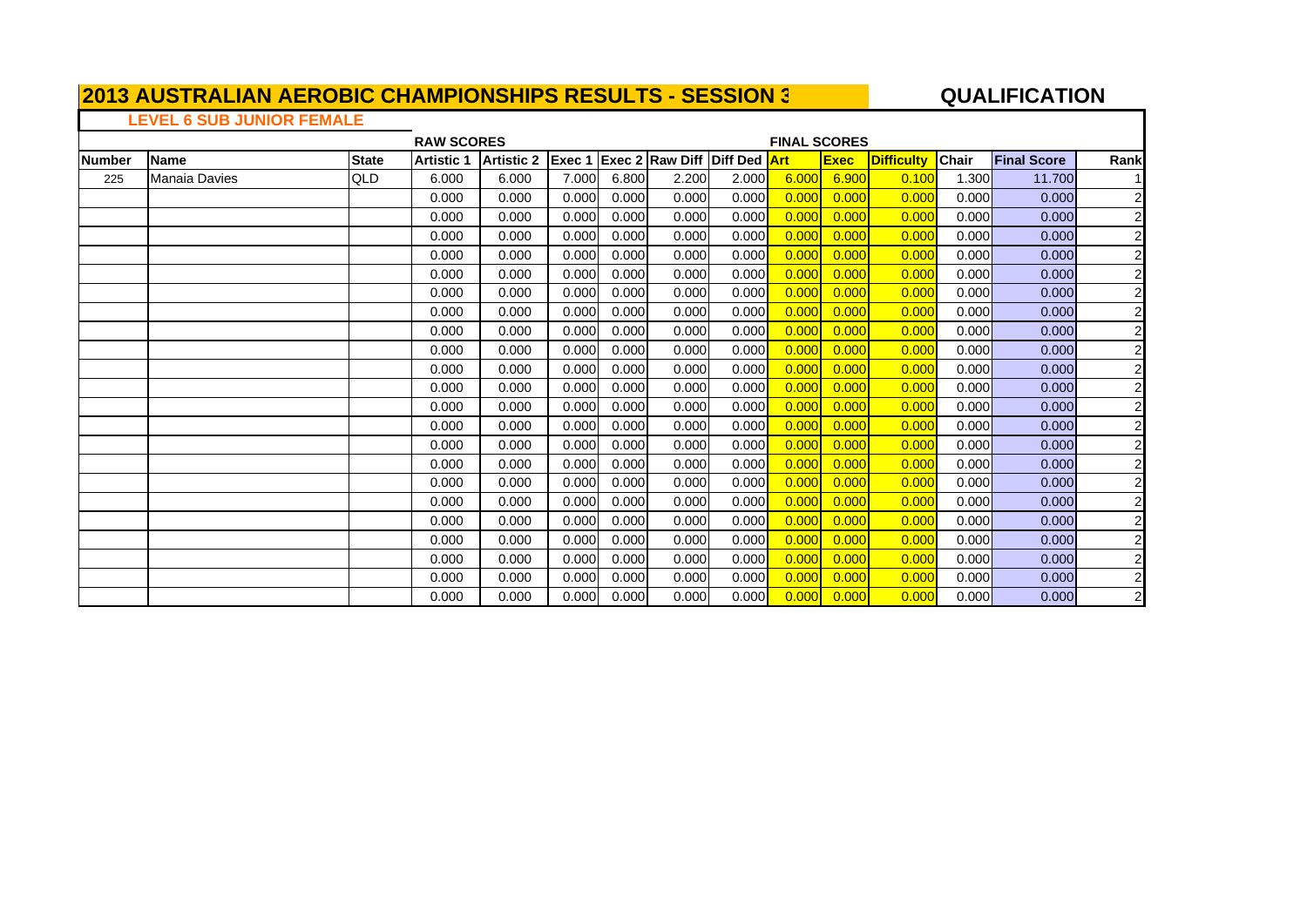# 2013 AUSTRALIAN AEROBIC CHAMPIONSHIPS RESULTS - SESSION 3

## QUALIFICATION

### LEVEL 6 SUB JUNIOR FEMALE

| | | | RAW SCORES | | | | | | FINAL SCORES | | | | | |
|---|---|---|---|---|---|---|---|---|---|---|---|---|---|---|
| **Number** | **Name** | **State** | **Artistic 1** | **Artistic 2** | **Exec 1** | **Exec 2** | **Raw Diff** | **Diff Ded** | **Art** | **Exec** | **Difficulty** | **Chair** | **Final Score** | **Rank** |
| 225 | Manaia Davies | QLD | 6.000 | 6.000 | 7.000 | 6.800 | 2.200 | 2.000 | 6.000 | 6.900 | 0.100 | 1.300 | 11.700 | 1 |
| | | | 0.000 | 0.000 | 0.000 | 0.000 | 0.000 | 0.000 | 0.000 | 0.000 | 0.000 | 0.000 | 0.000 | 2 |
| | | | 0.000 | 0.000 | 0.000 | 0.000 | 0.000 | 0.000 | 0.000 | 0.000 | 0.000 | 0.000 | 0.000 | 2 |
| | | | 0.000 | 0.000 | 0.000 | 0.000 | 0.000 | 0.000 | 0.000 | 0.000 | 0.000 | 0.000 | 0.000 | 2 |
| | | | 0.000 | 0.000 | 0.000 | 0.000 | 0.000 | 0.000 | 0.000 | 0.000 | 0.000 | 0.000 | 0.000 | 2 |
| | | | 0.000 | 0.000 | 0.000 | 0.000 | 0.000 | 0.000 | 0.000 | 0.000 | 0.000 | 0.000 | 0.000 | 2 |
| | | | 0.000 | 0.000 | 0.000 | 0.000 | 0.000 | 0.000 | 0.000 | 0.000 | 0.000 | 0.000 | 0.000 | 2 |
| | | | 0.000 | 0.000 | 0.000 | 0.000 | 0.000 | 0.000 | 0.000 | 0.000 | 0.000 | 0.000 | 0.000 | 2 |
| | | | 0.000 | 0.000 | 0.000 | 0.000 | 0.000 | 0.000 | 0.000 | 0.000 | 0.000 | 0.000 | 0.000 | 2 |
| | | | 0.000 | 0.000 | 0.000 | 0.000 | 0.000 | 0.000 | 0.000 | 0.000 | 0.000 | 0.000 | 0.000 | 2 |
| | | | 0.000 | 0.000 | 0.000 | 0.000 | 0.000 | 0.000 | 0.000 | 0.000 | 0.000 | 0.000 | 0.000 | 2 |
| | | | 0.000 | 0.000 | 0.000 | 0.000 | 0.000 | 0.000 | 0.000 | 0.000 | 0.000 | 0.000 | 0.000 | 2 |
| | | | 0.000 | 0.000 | 0.000 | 0.000 | 0.000 | 0.000 | 0.000 | 0.000 | 0.000 | 0.000 | 0.000 | 2 |
| | | | 0.000 | 0.000 | 0.000 | 0.000 | 0.000 | 0.000 | 0.000 | 0.000 | 0.000 | 0.000 | 0.000 | 2 |
| | | | 0.000 | 0.000 | 0.000 | 0.000 | 0.000 | 0.000 | 0.000 | 0.000 | 0.000 | 0.000 | 0.000 | 2 |
| | | | 0.000 | 0.000 | 0.000 | 0.000 | 0.000 | 0.000 | 0.000 | 0.000 | 0.000 | 0.000 | 0.000 | 2 |
| | | | 0.000 | 0.000 | 0.000 | 0.000 | 0.000 | 0.000 | 0.000 | 0.000 | 0.000 | 0.000 | 0.000 | 2 |
| | | | 0.000 | 0.000 | 0.000 | 0.000 | 0.000 | 0.000 | 0.000 | 0.000 | 0.000 | 0.000 | 0.000 | 2 |
| | | | 0.000 | 0.000 | 0.000 | 0.000 | 0.000 | 0.000 | 0.000 | 0.000 | 0.000 | 0.000 | 0.000 | 2 |
| | | | 0.000 | 0.000 | 0.000 | 0.000 | 0.000 | 0.000 | 0.000 | 0.000 | 0.000 | 0.000 | 0.000 | 2 |
| | | | 0.000 | 0.000 | 0.000 | 0.000 | 0.000 | 0.000 | 0.000 | 0.000 | 0.000 | 0.000 | 0.000 | 2 |
| | | | 0.000 | 0.000 | 0.000 | 0.000 | 0.000 | 0.000 | 0.000 | 0.000 | 0.000 | 0.000 | 0.000 | 2 |
| | | | 0.000 | 0.000 | 0.000 | 0.000 | 0.000 | 0.000 | 0.000 | 0.000 | 0.000 | 0.000 | 0.000 | 2 |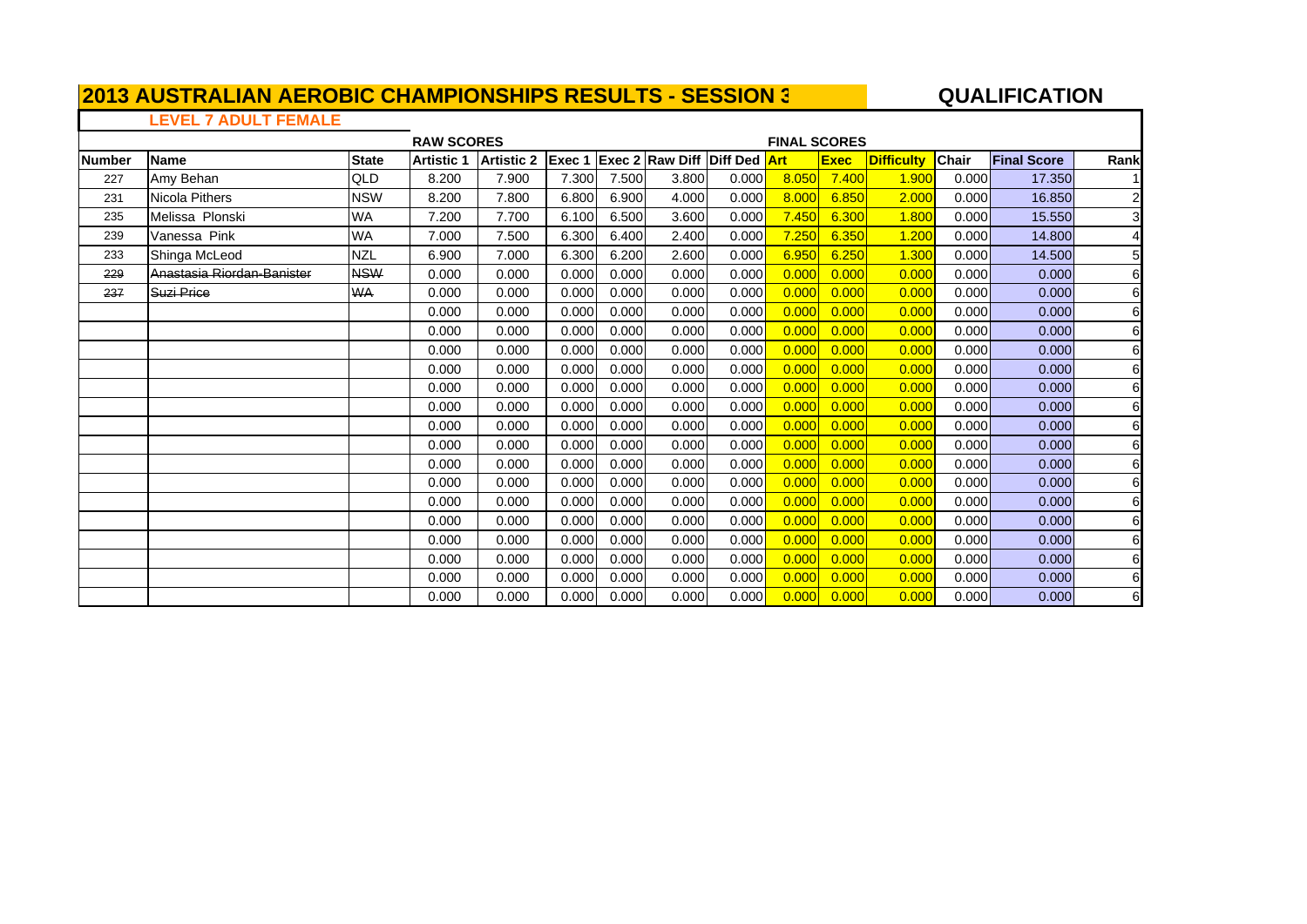# 2013 AUSTRALIAN AEROBIC CHAMPIONSHIPS RESULTS - SESSION 3

**QUALIFICATION**

## LEVEL 7 ADULT FEMALE

| | | | RAW SCORES | | | | | | FINAL SCORES | | | | | |
|---|---|---|---|---|---|---|---|---|---|---|---|---|---|---|
| Number | Name | State | Artistic 1 | Artistic 2 | Exec 1 | Exec 2 | Raw Diff | Diff Ded | Art | Exec | Difficulty | Chair | Final Score | Rank |
| 227 | Amy Behan | QLD | 8.200 | 7.900 | 7.300 | 7.500 | 3.800 | 0.000 | 8.050 | 7.400 | 1.900 | 0.000 | 17.350 | 1 |
| 231 | Nicola Pithers | NSW | 8.200 | 7.800 | 6.800 | 6.900 | 4.000 | 0.000 | 8.000 | 6.850 | 2.000 | 0.000 | 16.850 | 2 |
| 235 | Melissa Plonski | WA | 7.200 | 7.700 | 6.100 | 6.500 | 3.600 | 0.000 | 7.450 | 6.300 | 1.800 | 0.000 | 15.550 | 3 |
| 239 | Vanessa Pink | WA | 7.000 | 7.500 | 6.300 | 6.400 | 2.400 | 0.000 | 7.250 | 6.350 | 1.200 | 0.000 | 14.800 | 4 |
| 233 | Shinga McLeod | NZL | 6.900 | 7.000 | 6.300 | 6.200 | 2.600 | 0.000 | 6.950 | 6.250 | 1.300 | 0.000 | 14.500 | 5 |
| ~~229~~ | ~~Anastasia Riordan-Banister~~ | ~~NSW~~ | 0.000 | 0.000 | 0.000 | 0.000 | 0.000 | 0.000 | 0.000 | 0.000 | 0.000 | 0.000 | 0.000 | 6 |
| ~~237~~ | ~~Suzi Price~~ | ~~WA~~ | 0.000 | 0.000 | 0.000 | 0.000 | 0.000 | 0.000 | 0.000 | 0.000 | 0.000 | 0.000 | 0.000 | 6 |
| | | | 0.000 | 0.000 | 0.000 | 0.000 | 0.000 | 0.000 | 0.000 | 0.000 | 0.000 | 0.000 | 0.000 | 6 |
| | | | 0.000 | 0.000 | 0.000 | 0.000 | 0.000 | 0.000 | 0.000 | 0.000 | 0.000 | 0.000 | 0.000 | 6 |
| | | | 0.000 | 0.000 | 0.000 | 0.000 | 0.000 | 0.000 | 0.000 | 0.000 | 0.000 | 0.000 | 0.000 | 6 |
| | | | 0.000 | 0.000 | 0.000 | 0.000 | 0.000 | 0.000 | 0.000 | 0.000 | 0.000 | 0.000 | 0.000 | 6 |
| | | | 0.000 | 0.000 | 0.000 | 0.000 | 0.000 | 0.000 | 0.000 | 0.000 | 0.000 | 0.000 | 0.000 | 6 |
| | | | 0.000 | 0.000 | 0.000 | 0.000 | 0.000 | 0.000 | 0.000 | 0.000 | 0.000 | 0.000 | 0.000 | 6 |
| | | | 0.000 | 0.000 | 0.000 | 0.000 | 0.000 | 0.000 | 0.000 | 0.000 | 0.000 | 0.000 | 0.000 | 6 |
| | | | 0.000 | 0.000 | 0.000 | 0.000 | 0.000 | 0.000 | 0.000 | 0.000 | 0.000 | 0.000 | 0.000 | 6 |
| | | | 0.000 | 0.000 | 0.000 | 0.000 | 0.000 | 0.000 | 0.000 | 0.000 | 0.000 | 0.000 | 0.000 | 6 |
| | | | 0.000 | 0.000 | 0.000 | 0.000 | 0.000 | 0.000 | 0.000 | 0.000 | 0.000 | 0.000 | 0.000 | 6 |
| | | | 0.000 | 0.000 | 0.000 | 0.000 | 0.000 | 0.000 | 0.000 | 0.000 | 0.000 | 0.000 | 0.000 | 6 |
| | | | 0.000 | 0.000 | 0.000 | 0.000 | 0.000 | 0.000 | 0.000 | 0.000 | 0.000 | 0.000 | 0.000 | 6 |
| | | | 0.000 | 0.000 | 0.000 | 0.000 | 0.000 | 0.000 | 0.000 | 0.000 | 0.000 | 0.000 | 0.000 | 6 |
| | | | 0.000 | 0.000 | 0.000 | 0.000 | 0.000 | 0.000 | 0.000 | 0.000 | 0.000 | 0.000 | 0.000 | 6 |
| | | | 0.000 | 0.000 | 0.000 | 0.000 | 0.000 | 0.000 | 0.000 | 0.000 | 0.000 | 0.000 | 0.000 | 6 |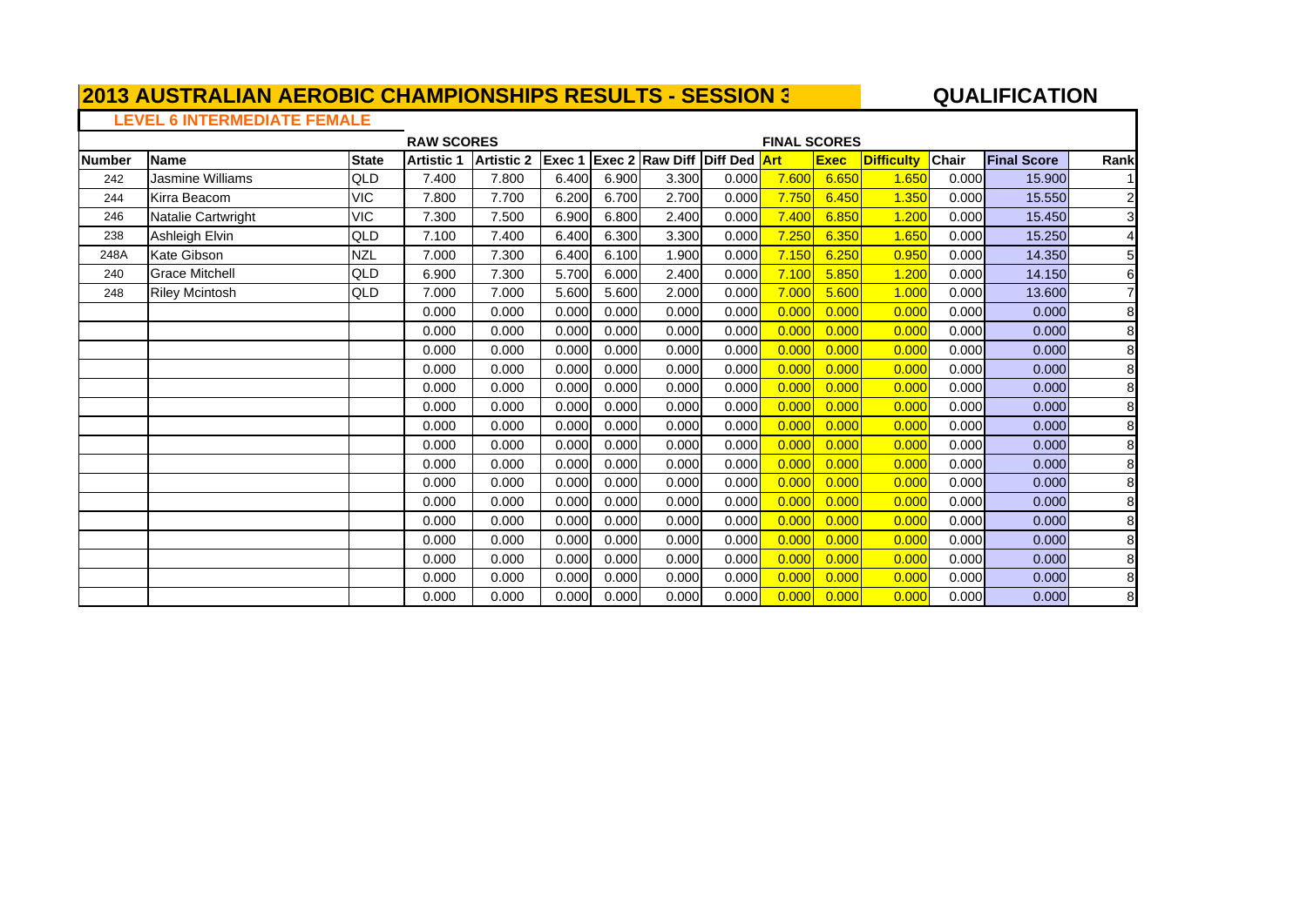# 2013 AUSTRALIAN AEROBIC CHAMPIONSHIPS RESULTS - SESSION 3

**QUALIFICATION**

## LEVEL 6 INTERMEDIATE FEMALE

| | | | RAW SCORES | | | | | | FINAL SCORES | | | | | |
|---|---|---|---|---|---|---|---|---|---|---|---|---|---|---|
| Number | Name | State | Artistic 1 | Artistic 2 | Exec 1 | Exec 2 | Raw Diff | Diff Ded | Art | Exec | Difficulty | Chair | Final Score | Rank |
| 242 | Jasmine Williams | QLD | 7.400 | 7.800 | 6.400 | 6.900 | 3.300 | 0.000 | 7.600 | 6.650 | 1.650 | 0.000 | 15.900 | 1 |
| 244 | Kirra Beacom | VIC | 7.800 | 7.700 | 6.200 | 6.700 | 2.700 | 0.000 | 7.750 | 6.450 | 1.350 | 0.000 | 15.550 | 2 |
| 246 | Natalie Cartwright | VIC | 7.300 | 7.500 | 6.900 | 6.800 | 2.400 | 0.000 | 7.400 | 6.850 | 1.200 | 0.000 | 15.450 | 3 |
| 238 | Ashleigh Elvin | QLD | 7.100 | 7.400 | 6.400 | 6.300 | 3.300 | 0.000 | 7.250 | 6.350 | 1.650 | 0.000 | 15.250 | 4 |
| 248A | Kate Gibson | NZL | 7.000 | 7.300 | 6.400 | 6.100 | 1.900 | 0.000 | 7.150 | 6.250 | 0.950 | 0.000 | 14.350 | 5 |
| 240 | Grace Mitchell | QLD | 6.900 | 7.300 | 5.700 | 6.000 | 2.400 | 0.000 | 7.100 | 5.850 | 1.200 | 0.000 | 14.150 | 6 |
| 248 | Riley Mcintosh | QLD | 7.000 | 7.000 | 5.600 | 5.600 | 2.000 | 0.000 | 7.000 | 5.600 | 1.000 | 0.000 | 13.600 | 7 |
| | | | 0.000 | 0.000 | 0.000 | 0.000 | 0.000 | 0.000 | 0.000 | 0.000 | 0.000 | 0.000 | 0.000 | 8 |
| | | | 0.000 | 0.000 | 0.000 | 0.000 | 0.000 | 0.000 | 0.000 | 0.000 | 0.000 | 0.000 | 0.000 | 8 |
| | | | 0.000 | 0.000 | 0.000 | 0.000 | 0.000 | 0.000 | 0.000 | 0.000 | 0.000 | 0.000 | 0.000 | 8 |
| | | | 0.000 | 0.000 | 0.000 | 0.000 | 0.000 | 0.000 | 0.000 | 0.000 | 0.000 | 0.000 | 0.000 | 8 |
| | | | 0.000 | 0.000 | 0.000 | 0.000 | 0.000 | 0.000 | 0.000 | 0.000 | 0.000 | 0.000 | 0.000 | 8 |
| | | | 0.000 | 0.000 | 0.000 | 0.000 | 0.000 | 0.000 | 0.000 | 0.000 | 0.000 | 0.000 | 0.000 | 8 |
| | | | 0.000 | 0.000 | 0.000 | 0.000 | 0.000 | 0.000 | 0.000 | 0.000 | 0.000 | 0.000 | 0.000 | 8 |
| | | | 0.000 | 0.000 | 0.000 | 0.000 | 0.000 | 0.000 | 0.000 | 0.000 | 0.000 | 0.000 | 0.000 | 8 |
| | | | 0.000 | 0.000 | 0.000 | 0.000 | 0.000 | 0.000 | 0.000 | 0.000 | 0.000 | 0.000 | 0.000 | 8 |
| | | | 0.000 | 0.000 | 0.000 | 0.000 | 0.000 | 0.000 | 0.000 | 0.000 | 0.000 | 0.000 | 0.000 | 8 |
| | | | 0.000 | 0.000 | 0.000 | 0.000 | 0.000 | 0.000 | 0.000 | 0.000 | 0.000 | 0.000 | 0.000 | 8 |
| | | | 0.000 | 0.000 | 0.000 | 0.000 | 0.000 | 0.000 | 0.000 | 0.000 | 0.000 | 0.000 | 0.000 | 8 |
| | | | 0.000 | 0.000 | 0.000 | 0.000 | 0.000 | 0.000 | 0.000 | 0.000 | 0.000 | 0.000 | 0.000 | 8 |
| | | | 0.000 | 0.000 | 0.000 | 0.000 | 0.000 | 0.000 | 0.000 | 0.000 | 0.000 | 0.000 | 0.000 | 8 |
| | | | 0.000 | 0.000 | 0.000 | 0.000 | 0.000 | 0.000 | 0.000 | 0.000 | 0.000 | 0.000 | 0.000 | 8 |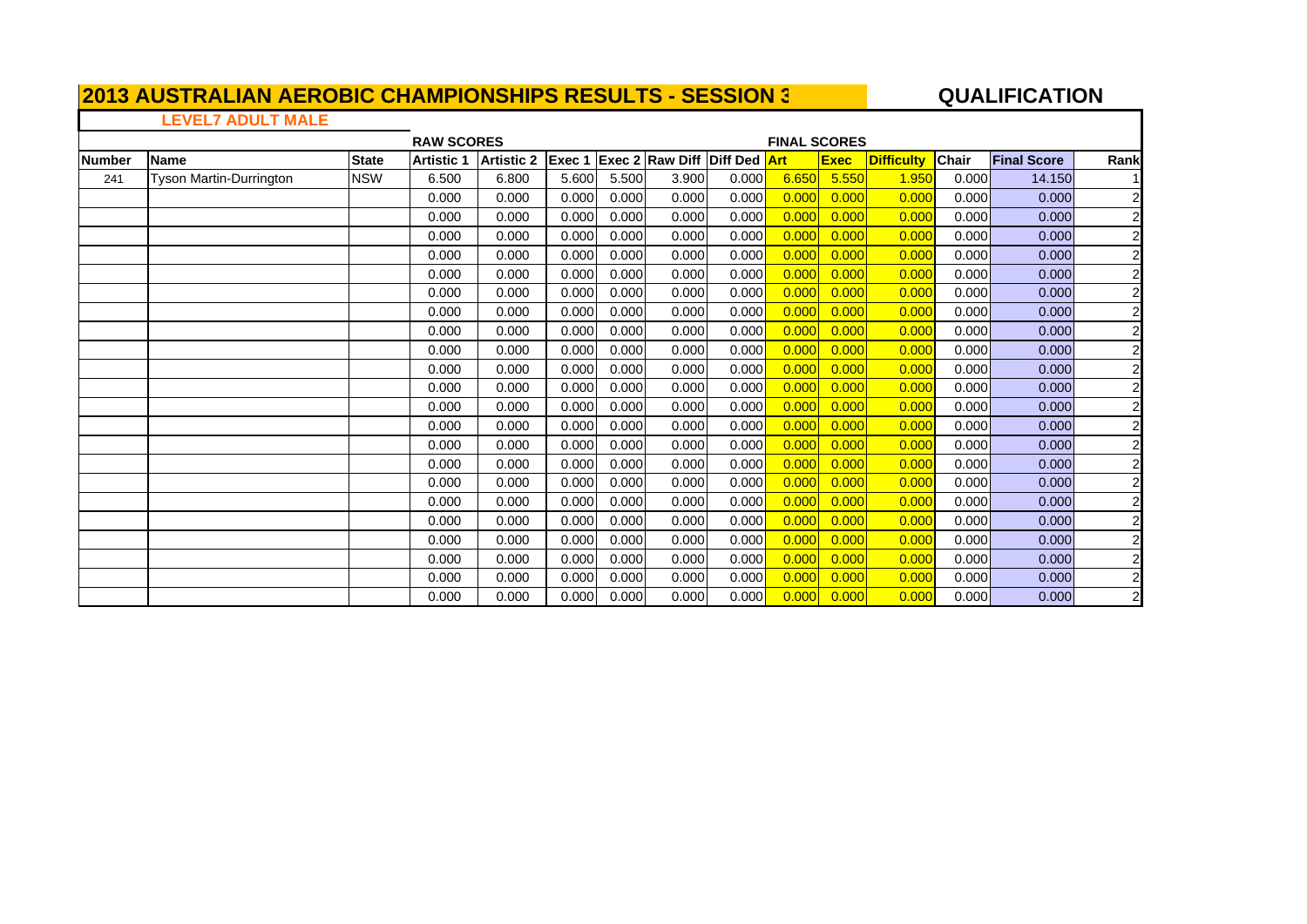# 2013 AUSTRALIAN AEROBIC CHAMPIONSHIPS RESULTS - SESSION 3

## QUALIFICATION

### LEVEL7 ADULT MALE

| | | | RAW SCORES | | | | | | FINAL SCORES | | | | | |
|---|---|---|---|---|---|---|---|---|---|---|---|---|---|---|
| Number | Name | State | Artistic 1 | Artistic 2 | Exec 1 | Exec 2 | Raw Diff | Diff Ded | Art | Exec | Difficulty | Chair | Final Score | Rank |
| 241 | Tyson Martin-Durrington | NSW | 6.500 | 6.800 | 5.600 | 5.500 | 3.900 | 0.000 | 6.650 | 5.550 | 1.950 | 0.000 | 14.150 | 1 |
| | | | 0.000 | 0.000 | 0.000 | 0.000 | 0.000 | 0.000 | 0.000 | 0.000 | 0.000 | 0.000 | 0.000 | 2 |
| | | | 0.000 | 0.000 | 0.000 | 0.000 | 0.000 | 0.000 | 0.000 | 0.000 | 0.000 | 0.000 | 0.000 | 2 |
| | | | 0.000 | 0.000 | 0.000 | 0.000 | 0.000 | 0.000 | 0.000 | 0.000 | 0.000 | 0.000 | 0.000 | 2 |
| | | | 0.000 | 0.000 | 0.000 | 0.000 | 0.000 | 0.000 | 0.000 | 0.000 | 0.000 | 0.000 | 0.000 | 2 |
| | | | 0.000 | 0.000 | 0.000 | 0.000 | 0.000 | 0.000 | 0.000 | 0.000 | 0.000 | 0.000 | 0.000 | 2 |
| | | | 0.000 | 0.000 | 0.000 | 0.000 | 0.000 | 0.000 | 0.000 | 0.000 | 0.000 | 0.000 | 0.000 | 2 |
| | | | 0.000 | 0.000 | 0.000 | 0.000 | 0.000 | 0.000 | 0.000 | 0.000 | 0.000 | 0.000 | 0.000 | 2 |
| | | | 0.000 | 0.000 | 0.000 | 0.000 | 0.000 | 0.000 | 0.000 | 0.000 | 0.000 | 0.000 | 0.000 | 2 |
| | | | 0.000 | 0.000 | 0.000 | 0.000 | 0.000 | 0.000 | 0.000 | 0.000 | 0.000 | 0.000 | 0.000 | 2 |
| | | | 0.000 | 0.000 | 0.000 | 0.000 | 0.000 | 0.000 | 0.000 | 0.000 | 0.000 | 0.000 | 0.000 | 2 |
| | | | 0.000 | 0.000 | 0.000 | 0.000 | 0.000 | 0.000 | 0.000 | 0.000 | 0.000 | 0.000 | 0.000 | 2 |
| | | | 0.000 | 0.000 | 0.000 | 0.000 | 0.000 | 0.000 | 0.000 | 0.000 | 0.000 | 0.000 | 0.000 | 2 |
| | | | 0.000 | 0.000 | 0.000 | 0.000 | 0.000 | 0.000 | 0.000 | 0.000 | 0.000 | 0.000 | 0.000 | 2 |
| | | | 0.000 | 0.000 | 0.000 | 0.000 | 0.000 | 0.000 | 0.000 | 0.000 | 0.000 | 0.000 | 0.000 | 2 |
| | | | 0.000 | 0.000 | 0.000 | 0.000 | 0.000 | 0.000 | 0.000 | 0.000 | 0.000 | 0.000 | 0.000 | 2 |
| | | | 0.000 | 0.000 | 0.000 | 0.000 | 0.000 | 0.000 | 0.000 | 0.000 | 0.000 | 0.000 | 0.000 | 2 |
| | | | 0.000 | 0.000 | 0.000 | 0.000 | 0.000 | 0.000 | 0.000 | 0.000 | 0.000 | 0.000 | 0.000 | 2 |
| | | | 0.000 | 0.000 | 0.000 | 0.000 | 0.000 | 0.000 | 0.000 | 0.000 | 0.000 | 0.000 | 0.000 | 2 |
| | | | 0.000 | 0.000 | 0.000 | 0.000 | 0.000 | 0.000 | 0.000 | 0.000 | 0.000 | 0.000 | 0.000 | 2 |
| | | | 0.000 | 0.000 | 0.000 | 0.000 | 0.000 | 0.000 | 0.000 | 0.000 | 0.000 | 0.000 | 0.000 | 2 |
| | | | 0.000 | 0.000 | 0.000 | 0.000 | 0.000 | 0.000 | 0.000 | 0.000 | 0.000 | 0.000 | 0.000 | 2 |
| | | | 0.000 | 0.000 | 0.000 | 0.000 | 0.000 | 0.000 | 0.000 | 0.000 | 0.000 | 0.000 | 0.000 | 2 |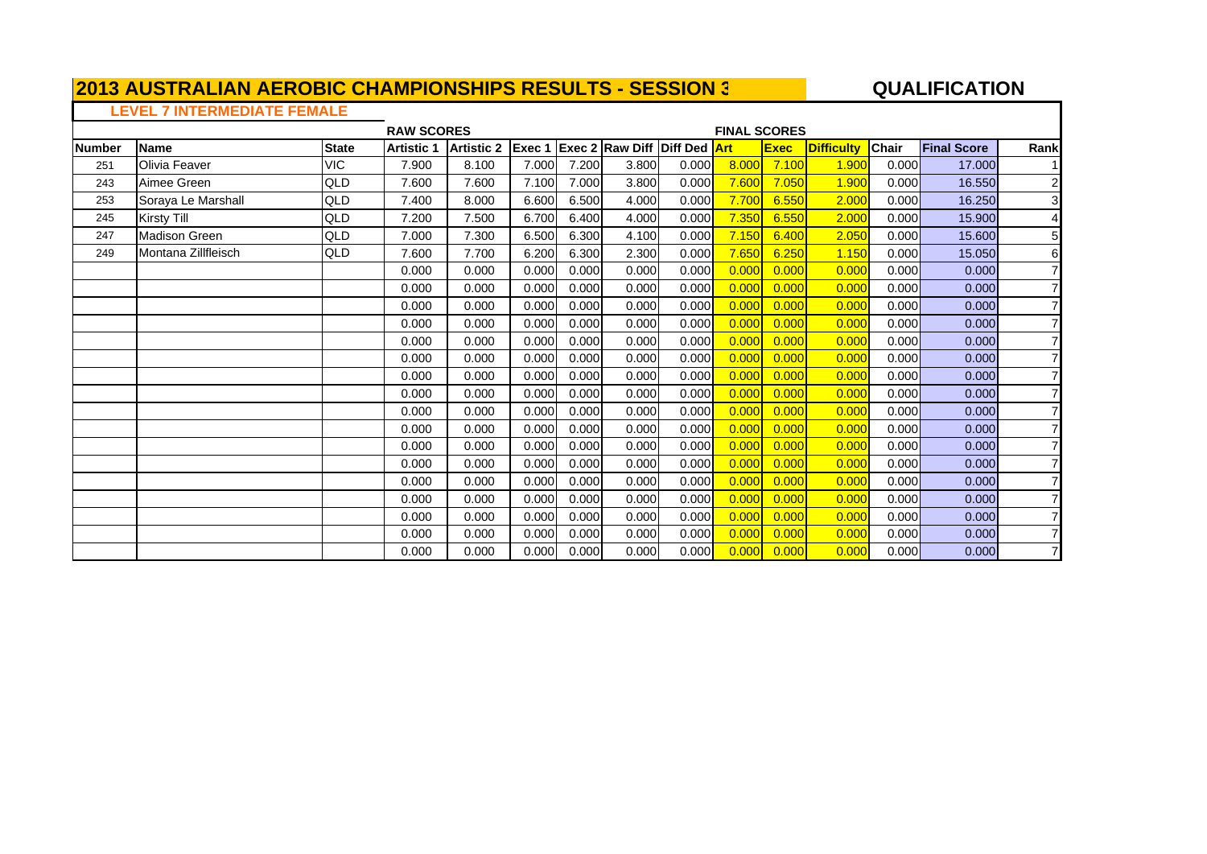# 2013 AUSTRALIAN AEROBIC CHAMPIONSHIPS RESULTS - SESSION 3

## QUALIFICATION

### LEVEL 7 INTERMEDIATE FEMALE

| | | | RAW SCORES | | | | | | FINAL SCORES | | | | | |
|---|---|---|---|---|---|---|---|---|---|---|---|---|---|---|
| Number | Name | State | Artistic 1 | Artistic 2 | Exec 1 | Exec 2 | Raw Diff | Diff Ded | Art | Exec | Difficulty | Chair | Final Score | Rank |
| 251 | Olivia Feaver | VIC | 7.900 | 8.100 | 7.000 | 7.200 | 3.800 | 0.000 | 8.000 | 7.100 | 1.900 | 0.000 | 17.000 | 1 |
| 243 | Aimee Green | QLD | 7.600 | 7.600 | 7.100 | 7.000 | 3.800 | 0.000 | 7.600 | 7.050 | 1.900 | 0.000 | 16.550 | 2 |
| 253 | Soraya Le Marshall | QLD | 7.400 | 8.000 | 6.600 | 6.500 | 4.000 | 0.000 | 7.700 | 6.550 | 2.000 | 0.000 | 16.250 | 3 |
| 245 | Kirsty Till | QLD | 7.200 | 7.500 | 6.700 | 6.400 | 4.000 | 0.000 | 7.350 | 6.550 | 2.000 | 0.000 | 15.900 | 4 |
| 247 | Madison Green | QLD | 7.000 | 7.300 | 6.500 | 6.300 | 4.100 | 0.000 | 7.150 | 6.400 | 2.050 | 0.000 | 15.600 | 5 |
| 249 | Montana Zillfleisch | QLD | 7.600 | 7.700 | 6.200 | 6.300 | 2.300 | 0.000 | 7.650 | 6.250 | 1.150 | 0.000 | 15.050 | 6 |
| | | | 0.000 | 0.000 | 0.000 | 0.000 | 0.000 | 0.000 | 0.000 | 0.000 | 0.000 | 0.000 | 0.000 | 7 |
| | | | 0.000 | 0.000 | 0.000 | 0.000 | 0.000 | 0.000 | 0.000 | 0.000 | 0.000 | 0.000 | 0.000 | 7 |
| | | | 0.000 | 0.000 | 0.000 | 0.000 | 0.000 | 0.000 | 0.000 | 0.000 | 0.000 | 0.000 | 0.000 | 7 |
| | | | 0.000 | 0.000 | 0.000 | 0.000 | 0.000 | 0.000 | 0.000 | 0.000 | 0.000 | 0.000 | 0.000 | 7 |
| | | | 0.000 | 0.000 | 0.000 | 0.000 | 0.000 | 0.000 | 0.000 | 0.000 | 0.000 | 0.000 | 0.000 | 7 |
| | | | 0.000 | 0.000 | 0.000 | 0.000 | 0.000 | 0.000 | 0.000 | 0.000 | 0.000 | 0.000 | 0.000 | 7 |
| | | | 0.000 | 0.000 | 0.000 | 0.000 | 0.000 | 0.000 | 0.000 | 0.000 | 0.000 | 0.000 | 0.000 | 7 |
| | | | 0.000 | 0.000 | 0.000 | 0.000 | 0.000 | 0.000 | 0.000 | 0.000 | 0.000 | 0.000 | 0.000 | 7 |
| | | | 0.000 | 0.000 | 0.000 | 0.000 | 0.000 | 0.000 | 0.000 | 0.000 | 0.000 | 0.000 | 0.000 | 7 |
| | | | 0.000 | 0.000 | 0.000 | 0.000 | 0.000 | 0.000 | 0.000 | 0.000 | 0.000 | 0.000 | 0.000 | 7 |
| | | | 0.000 | 0.000 | 0.000 | 0.000 | 0.000 | 0.000 | 0.000 | 0.000 | 0.000 | 0.000 | 0.000 | 7 |
| | | | 0.000 | 0.000 | 0.000 | 0.000 | 0.000 | 0.000 | 0.000 | 0.000 | 0.000 | 0.000 | 0.000 | 7 |
| | | | 0.000 | 0.000 | 0.000 | 0.000 | 0.000 | 0.000 | 0.000 | 0.000 | 0.000 | 0.000 | 0.000 | 7 |
| | | | 0.000 | 0.000 | 0.000 | 0.000 | 0.000 | 0.000 | 0.000 | 0.000 | 0.000 | 0.000 | 0.000 | 7 |
| | | | 0.000 | 0.000 | 0.000 | 0.000 | 0.000 | 0.000 | 0.000 | 0.000 | 0.000 | 0.000 | 0.000 | 7 |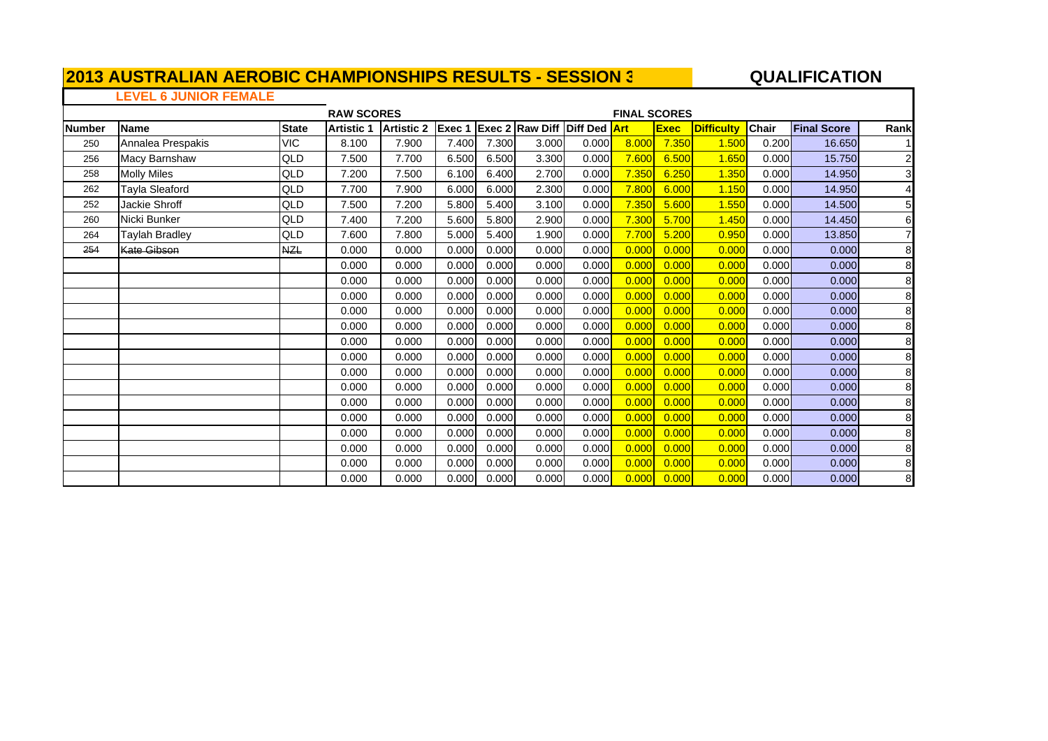# 2013 AUSTRALIAN AEROBIC CHAMPIONSHIPS RESULTS - SESSION 3

## QUALIFICATION

### LEVEL 6 JUNIOR FEMALE

| | | | RAW SCORES | | | | | | FINAL SCORES | | | | | |
|---|---|---|---|---|---|---|---|---|---|---|---|---|---|---|
| Number | Name | State | Artistic 1 | Artistic 2 | Exec 1 | Exec 2 | Raw Diff | Diff Ded | Art | Exec | Difficulty | Chair | Final Score | Rank |
| 250 | Annalea Prespakis | VIC | 8.100 | 7.900 | 7.400 | 7.300 | 3.000 | 0.000 | 8.000 | 7.350 | 1.500 | 0.200 | 16.650 | 1 |
| 256 | Macy Barnshaw | QLD | 7.500 | 7.700 | 6.500 | 6.500 | 3.300 | 0.000 | 7.600 | 6.500 | 1.650 | 0.000 | 15.750 | 2 |
| 258 | Molly Miles | QLD | 7.200 | 7.500 | 6.100 | 6.400 | 2.700 | 0.000 | 7.350 | 6.250 | 1.350 | 0.000 | 14.950 | 3 |
| 262 | Tayla Sleaford | QLD | 7.700 | 7.900 | 6.000 | 6.000 | 2.300 | 0.000 | 7.800 | 6.000 | 1.150 | 0.000 | 14.950 | 4 |
| 252 | Jackie Shroff | QLD | 7.500 | 7.200 | 5.800 | 5.400 | 3.100 | 0.000 | 7.350 | 5.600 | 1.550 | 0.000 | 14.500 | 5 |
| 260 | Nicki Bunker | QLD | 7.400 | 7.200 | 5.600 | 5.800 | 2.900 | 0.000 | 7.300 | 5.700 | 1.450 | 0.000 | 14.450 | 6 |
| 264 | Taylah Bradley | QLD | 7.600 | 7.800 | 5.000 | 5.400 | 1.900 | 0.000 | 7.700 | 5.200 | 0.950 | 0.000 | 13.850 | 7 |
| ~~254~~ | ~~Kate Gibson~~ | ~~NZL~~ | 0.000 | 0.000 | 0.000 | 0.000 | 0.000 | 0.000 | 0.000 | 0.000 | 0.000 | 0.000 | 0.000 | 8 |
| | | | 0.000 | 0.000 | 0.000 | 0.000 | 0.000 | 0.000 | 0.000 | 0.000 | 0.000 | 0.000 | 0.000 | 8 |
| | | | 0.000 | 0.000 | 0.000 | 0.000 | 0.000 | 0.000 | 0.000 | 0.000 | 0.000 | 0.000 | 0.000 | 8 |
| | | | 0.000 | 0.000 | 0.000 | 0.000 | 0.000 | 0.000 | 0.000 | 0.000 | 0.000 | 0.000 | 0.000 | 8 |
| | | | 0.000 | 0.000 | 0.000 | 0.000 | 0.000 | 0.000 | 0.000 | 0.000 | 0.000 | 0.000 | 0.000 | 8 |
| | | | 0.000 | 0.000 | 0.000 | 0.000 | 0.000 | 0.000 | 0.000 | 0.000 | 0.000 | 0.000 | 0.000 | 8 |
| | | | 0.000 | 0.000 | 0.000 | 0.000 | 0.000 | 0.000 | 0.000 | 0.000 | 0.000 | 0.000 | 0.000 | 8 |
| | | | 0.000 | 0.000 | 0.000 | 0.000 | 0.000 | 0.000 | 0.000 | 0.000 | 0.000 | 0.000 | 0.000 | 8 |
| | | | 0.000 | 0.000 | 0.000 | 0.000 | 0.000 | 0.000 | 0.000 | 0.000 | 0.000 | 0.000 | 0.000 | 8 |
| | | | 0.000 | 0.000 | 0.000 | 0.000 | 0.000 | 0.000 | 0.000 | 0.000 | 0.000 | 0.000 | 0.000 | 8 |
| | | | 0.000 | 0.000 | 0.000 | 0.000 | 0.000 | 0.000 | 0.000 | 0.000 | 0.000 | 0.000 | 0.000 | 8 |
| | | | 0.000 | 0.000 | 0.000 | 0.000 | 0.000 | 0.000 | 0.000 | 0.000 | 0.000 | 0.000 | 0.000 | 8 |
| | | | 0.000 | 0.000 | 0.000 | 0.000 | 0.000 | 0.000 | 0.000 | 0.000 | 0.000 | 0.000 | 0.000 | 8 |
| | | | 0.000 | 0.000 | 0.000 | 0.000 | 0.000 | 0.000 | 0.000 | 0.000 | 0.000 | 0.000 | 0.000 | 8 |
| | | | 0.000 | 0.000 | 0.000 | 0.000 | 0.000 | 0.000 | 0.000 | 0.000 | 0.000 | 0.000 | 0.000 | 8 |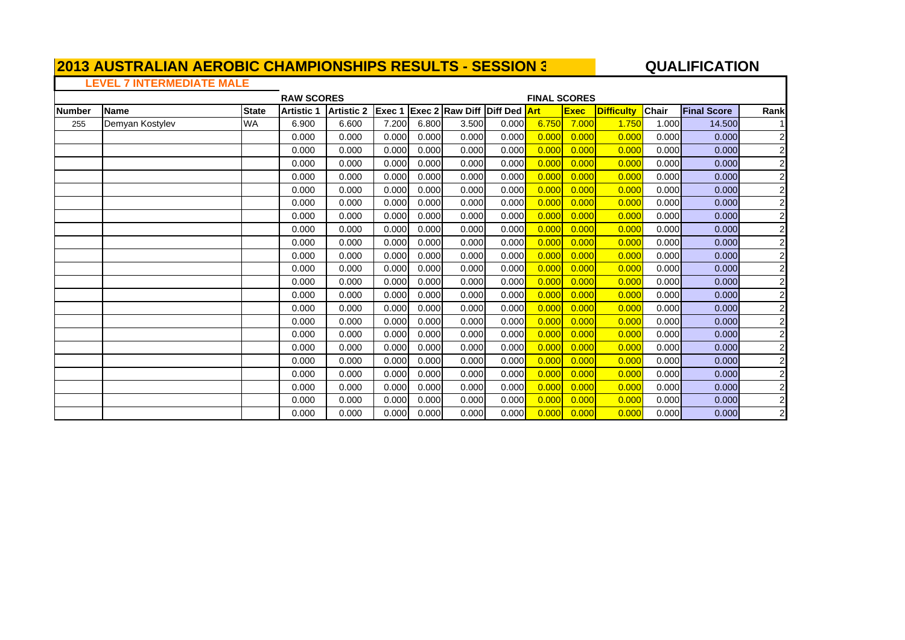# 2013 AUSTRALIAN AEROBIC CHAMPIONSHIPS RESULTS - SESSION 3

## QUALIFICATION

### LEVEL 7 INTERMEDIATE MALE

| | | | RAW SCORES | | | | | | FINAL SCORES | | | | | |
|---|---|---|---|---|---|---|---|---|---|---|---|---|---|---|
| **Number** | **Name** | **State** | **Artistic 1** | **Artistic 2** | **Exec 1** | **Exec 2** | **Raw Diff** | **Diff Ded** | **Art** | **Exec** | **Difficulty** | **Chair** | **Final Score** | **Rank** |
| 255 | Demyan Kostylev | WA | 6.900 | 6.600 | 7.200 | 6.800 | 3.500 | 0.000 | 6.750 | 7.000 | 1.750 | 1.000 | 14.500 | 1 |
| | | | 0.000 | 0.000 | 0.000 | 0.000 | 0.000 | 0.000 | 0.000 | 0.000 | 0.000 | 0.000 | 0.000 | 2 |
| | | | 0.000 | 0.000 | 0.000 | 0.000 | 0.000 | 0.000 | 0.000 | 0.000 | 0.000 | 0.000 | 0.000 | 2 |
| | | | 0.000 | 0.000 | 0.000 | 0.000 | 0.000 | 0.000 | 0.000 | 0.000 | 0.000 | 0.000 | 0.000 | 2 |
| | | | 0.000 | 0.000 | 0.000 | 0.000 | 0.000 | 0.000 | 0.000 | 0.000 | 0.000 | 0.000 | 0.000 | 2 |
| | | | 0.000 | 0.000 | 0.000 | 0.000 | 0.000 | 0.000 | 0.000 | 0.000 | 0.000 | 0.000 | 0.000 | 2 |
| | | | 0.000 | 0.000 | 0.000 | 0.000 | 0.000 | 0.000 | 0.000 | 0.000 | 0.000 | 0.000 | 0.000 | 2 |
| | | | 0.000 | 0.000 | 0.000 | 0.000 | 0.000 | 0.000 | 0.000 | 0.000 | 0.000 | 0.000 | 0.000 | 2 |
| | | | 0.000 | 0.000 | 0.000 | 0.000 | 0.000 | 0.000 | 0.000 | 0.000 | 0.000 | 0.000 | 0.000 | 2 |
| | | | 0.000 | 0.000 | 0.000 | 0.000 | 0.000 | 0.000 | 0.000 | 0.000 | 0.000 | 0.000 | 0.000 | 2 |
| | | | 0.000 | 0.000 | 0.000 | 0.000 | 0.000 | 0.000 | 0.000 | 0.000 | 0.000 | 0.000 | 0.000 | 2 |
| | | | 0.000 | 0.000 | 0.000 | 0.000 | 0.000 | 0.000 | 0.000 | 0.000 | 0.000 | 0.000 | 0.000 | 2 |
| | | | 0.000 | 0.000 | 0.000 | 0.000 | 0.000 | 0.000 | 0.000 | 0.000 | 0.000 | 0.000 | 0.000 | 2 |
| | | | 0.000 | 0.000 | 0.000 | 0.000 | 0.000 | 0.000 | 0.000 | 0.000 | 0.000 | 0.000 | 0.000 | 2 |
| | | | 0.000 | 0.000 | 0.000 | 0.000 | 0.000 | 0.000 | 0.000 | 0.000 | 0.000 | 0.000 | 0.000 | 2 |
| | | | 0.000 | 0.000 | 0.000 | 0.000 | 0.000 | 0.000 | 0.000 | 0.000 | 0.000 | 0.000 | 0.000 | 2 |
| | | | 0.000 | 0.000 | 0.000 | 0.000 | 0.000 | 0.000 | 0.000 | 0.000 | 0.000 | 0.000 | 0.000 | 2 |
| | | | 0.000 | 0.000 | 0.000 | 0.000 | 0.000 | 0.000 | 0.000 | 0.000 | 0.000 | 0.000 | 0.000 | 2 |
| | | | 0.000 | 0.000 | 0.000 | 0.000 | 0.000 | 0.000 | 0.000 | 0.000 | 0.000 | 0.000 | 0.000 | 2 |
| | | | 0.000 | 0.000 | 0.000 | 0.000 | 0.000 | 0.000 | 0.000 | 0.000 | 0.000 | 0.000 | 0.000 | 2 |
| | | | 0.000 | 0.000 | 0.000 | 0.000 | 0.000 | 0.000 | 0.000 | 0.000 | 0.000 | 0.000 | 0.000 | 2 |
| | | | 0.000 | 0.000 | 0.000 | 0.000 | 0.000 | 0.000 | 0.000 | 0.000 | 0.000 | 0.000 | 0.000 | 2 |
| | | | 0.000 | 0.000 | 0.000 | 0.000 | 0.000 | 0.000 | 0.000 | 0.000 | 0.000 | 0.000 | 0.000 | 2 |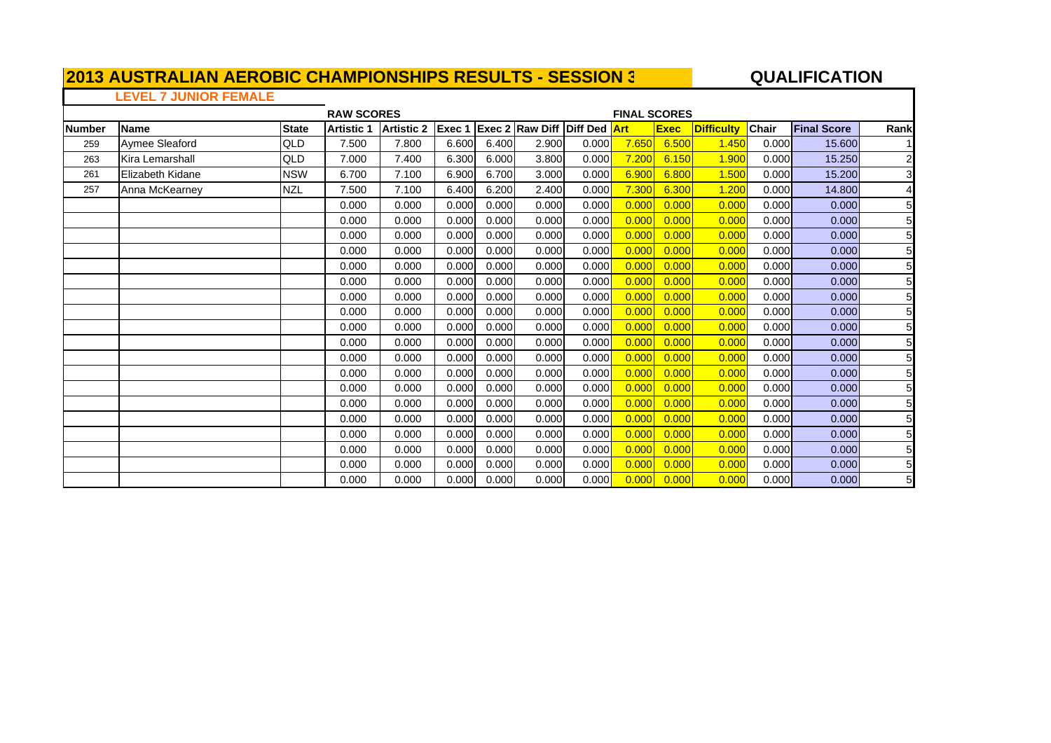# 2013 AUSTRALIAN AEROBIC CHAMPIONSHIPS RESULTS - SESSION 3

## QUALIFICATION

### LEVEL 7 JUNIOR FEMALE

| | | | RAW SCORES | | | | | | FINAL SCORES | | | | | |
|---|---|---|---|---|---|---|---|---|---|---|---|---|---|---|
| Number | Name | State | Artistic 1 | Artistic 2 | Exec 1 | Exec 2 | Raw Diff | Diff Ded | Art | Exec | Difficulty | Chair | Final Score | Rank |
| 259 | Aymee Sleaford | QLD | 7.500 | 7.800 | 6.600 | 6.400 | 2.900 | 0.000 | 7.650 | 6.500 | 1.450 | 0.000 | 15.600 | 1 |
| 263 | Kira Lemarshall | QLD | 7.000 | 7.400 | 6.300 | 6.000 | 3.800 | 0.000 | 7.200 | 6.150 | 1.900 | 0.000 | 15.250 | 2 |
| 261 | Elizabeth Kidane | NSW | 6.700 | 7.100 | 6.900 | 6.700 | 3.000 | 0.000 | 6.900 | 6.800 | 1.500 | 0.000 | 15.200 | 3 |
| 257 | Anna McKearney | NZL | 7.500 | 7.100 | 6.400 | 6.200 | 2.400 | 0.000 | 7.300 | 6.300 | 1.200 | 0.000 | 14.800 | 4 |
| | | | 0.000 | 0.000 | 0.000 | 0.000 | 0.000 | 0.000 | 0.000 | 0.000 | 0.000 | 0.000 | 0.000 | 5 |
| | | | 0.000 | 0.000 | 0.000 | 0.000 | 0.000 | 0.000 | 0.000 | 0.000 | 0.000 | 0.000 | 0.000 | 5 |
| | | | 0.000 | 0.000 | 0.000 | 0.000 | 0.000 | 0.000 | 0.000 | 0.000 | 0.000 | 0.000 | 0.000 | 5 |
| | | | 0.000 | 0.000 | 0.000 | 0.000 | 0.000 | 0.000 | 0.000 | 0.000 | 0.000 | 0.000 | 0.000 | 5 |
| | | | 0.000 | 0.000 | 0.000 | 0.000 | 0.000 | 0.000 | 0.000 | 0.000 | 0.000 | 0.000 | 0.000 | 5 |
| | | | 0.000 | 0.000 | 0.000 | 0.000 | 0.000 | 0.000 | 0.000 | 0.000 | 0.000 | 0.000 | 0.000 | 5 |
| | | | 0.000 | 0.000 | 0.000 | 0.000 | 0.000 | 0.000 | 0.000 | 0.000 | 0.000 | 0.000 | 0.000 | 5 |
| | | | 0.000 | 0.000 | 0.000 | 0.000 | 0.000 | 0.000 | 0.000 | 0.000 | 0.000 | 0.000 | 0.000 | 5 |
| | | | 0.000 | 0.000 | 0.000 | 0.000 | 0.000 | 0.000 | 0.000 | 0.000 | 0.000 | 0.000 | 0.000 | 5 |
| | | | 0.000 | 0.000 | 0.000 | 0.000 | 0.000 | 0.000 | 0.000 | 0.000 | 0.000 | 0.000 | 0.000 | 5 |
| | | | 0.000 | 0.000 | 0.000 | 0.000 | 0.000 | 0.000 | 0.000 | 0.000 | 0.000 | 0.000 | 0.000 | 5 |
| | | | 0.000 | 0.000 | 0.000 | 0.000 | 0.000 | 0.000 | 0.000 | 0.000 | 0.000 | 0.000 | 0.000 | 5 |
| | | | 0.000 | 0.000 | 0.000 | 0.000 | 0.000 | 0.000 | 0.000 | 0.000 | 0.000 | 0.000 | 0.000 | 5 |
| | | | 0.000 | 0.000 | 0.000 | 0.000 | 0.000 | 0.000 | 0.000 | 0.000 | 0.000 | 0.000 | 0.000 | 5 |
| | | | 0.000 | 0.000 | 0.000 | 0.000 | 0.000 | 0.000 | 0.000 | 0.000 | 0.000 | 0.000 | 0.000 | 5 |
| | | | 0.000 | 0.000 | 0.000 | 0.000 | 0.000 | 0.000 | 0.000 | 0.000 | 0.000 | 0.000 | 0.000 | 5 |
| | | | 0.000 | 0.000 | 0.000 | 0.000 | 0.000 | 0.000 | 0.000 | 0.000 | 0.000 | 0.000 | 0.000 | 5 |
| | | | 0.000 | 0.000 | 0.000 | 0.000 | 0.000 | 0.000 | 0.000 | 0.000 | 0.000 | 0.000 | 0.000 | 5 |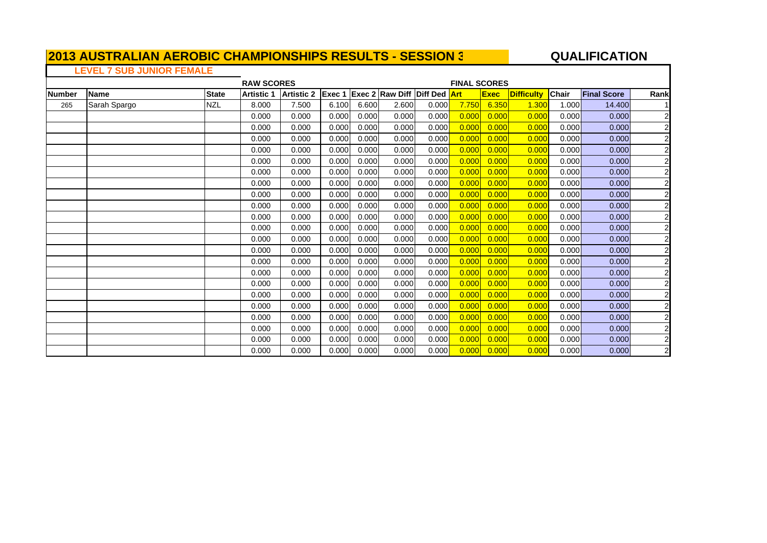# 2013 AUSTRALIAN AEROBIC CHAMPIONSHIPS RESULTS - SESSION 3

## QUALIFICATION

### LEVEL 7 SUB JUNIOR FEMALE

| | | | RAW SCORES | | | | | | FINAL SCORES | | | | | |
|---|---|---|---|---|---|---|---|---|---|---|---|---|---|---|
| Number | Name | State | Artistic 1 | Artistic 2 | Exec 1 | Exec 2 | Raw Diff | Diff Ded | Art | Exec | Difficulty | Chair | Final Score | Rank |
| 265 | Sarah Spargo | NZL | 8.000 | 7.500 | 6.100 | 6.600 | 2.600 | 0.000 | 7.750 | 6.350 | 1.300 | 1.000 | 14.400 | 1 |
| | | | 0.000 | 0.000 | 0.000 | 0.000 | 0.000 | 0.000 | 0.000 | 0.000 | 0.000 | 0.000 | 0.000 | 2 |
| | | | 0.000 | 0.000 | 0.000 | 0.000 | 0.000 | 0.000 | 0.000 | 0.000 | 0.000 | 0.000 | 0.000 | 2 |
| | | | 0.000 | 0.000 | 0.000 | 0.000 | 0.000 | 0.000 | 0.000 | 0.000 | 0.000 | 0.000 | 0.000 | 2 |
| | | | 0.000 | 0.000 | 0.000 | 0.000 | 0.000 | 0.000 | 0.000 | 0.000 | 0.000 | 0.000 | 0.000 | 2 |
| | | | 0.000 | 0.000 | 0.000 | 0.000 | 0.000 | 0.000 | 0.000 | 0.000 | 0.000 | 0.000 | 0.000 | 2 |
| | | | 0.000 | 0.000 | 0.000 | 0.000 | 0.000 | 0.000 | 0.000 | 0.000 | 0.000 | 0.000 | 0.000 | 2 |
| | | | 0.000 | 0.000 | 0.000 | 0.000 | 0.000 | 0.000 | 0.000 | 0.000 | 0.000 | 0.000 | 0.000 | 2 |
| | | | 0.000 | 0.000 | 0.000 | 0.000 | 0.000 | 0.000 | 0.000 | 0.000 | 0.000 | 0.000 | 0.000 | 2 |
| | | | 0.000 | 0.000 | 0.000 | 0.000 | 0.000 | 0.000 | 0.000 | 0.000 | 0.000 | 0.000 | 0.000 | 2 |
| | | | 0.000 | 0.000 | 0.000 | 0.000 | 0.000 | 0.000 | 0.000 | 0.000 | 0.000 | 0.000 | 0.000 | 2 |
| | | | 0.000 | 0.000 | 0.000 | 0.000 | 0.000 | 0.000 | 0.000 | 0.000 | 0.000 | 0.000 | 0.000 | 2 |
| | | | 0.000 | 0.000 | 0.000 | 0.000 | 0.000 | 0.000 | 0.000 | 0.000 | 0.000 | 0.000 | 0.000 | 2 |
| | | | 0.000 | 0.000 | 0.000 | 0.000 | 0.000 | 0.000 | 0.000 | 0.000 | 0.000 | 0.000 | 0.000 | 2 |
| | | | 0.000 | 0.000 | 0.000 | 0.000 | 0.000 | 0.000 | 0.000 | 0.000 | 0.000 | 0.000 | 0.000 | 2 |
| | | | 0.000 | 0.000 | 0.000 | 0.000 | 0.000 | 0.000 | 0.000 | 0.000 | 0.000 | 0.000 | 0.000 | 2 |
| | | | 0.000 | 0.000 | 0.000 | 0.000 | 0.000 | 0.000 | 0.000 | 0.000 | 0.000 | 0.000 | 0.000 | 2 |
| | | | 0.000 | 0.000 | 0.000 | 0.000 | 0.000 | 0.000 | 0.000 | 0.000 | 0.000 | 0.000 | 0.000 | 2 |
| | | | 0.000 | 0.000 | 0.000 | 0.000 | 0.000 | 0.000 | 0.000 | 0.000 | 0.000 | 0.000 | 0.000 | 2 |
| | | | 0.000 | 0.000 | 0.000 | 0.000 | 0.000 | 0.000 | 0.000 | 0.000 | 0.000 | 0.000 | 0.000 | 2 |
| | | | 0.000 | 0.000 | 0.000 | 0.000 | 0.000 | 0.000 | 0.000 | 0.000 | 0.000 | 0.000 | 0.000 | 2 |
| | | | 0.000 | 0.000 | 0.000 | 0.000 | 0.000 | 0.000 | 0.000 | 0.000 | 0.000 | 0.000 | 0.000 | 2 |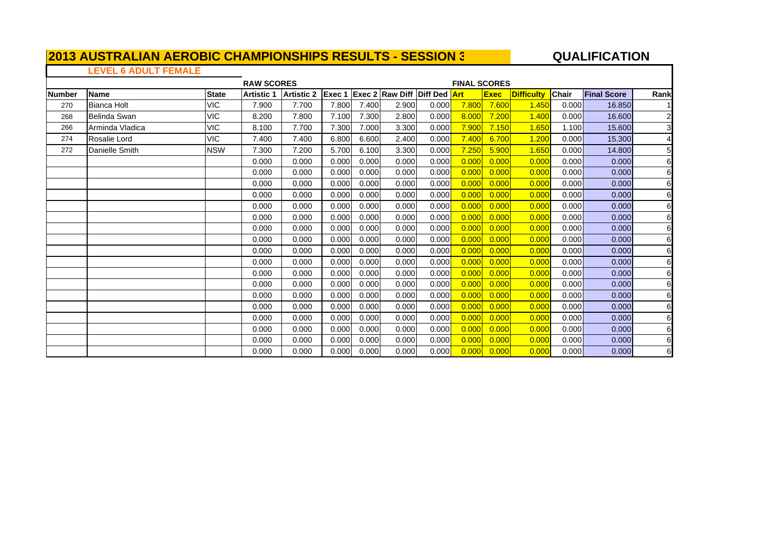# 2013 AUSTRALIAN AEROBIC CHAMPIONSHIPS RESULTS - SESSION 3

## QUALIFICATION

### LEVEL 6 ADULT FEMALE

| | | | RAW SCORES | | | | | | FINAL SCORES | | | | | |
|---|---|---|---|---|---|---|---|---|---|---|---|---|---|---|
| **Number** | **Name** | **State** | **Artistic 1** | **Artistic 2** | **Exec 1** | **Exec 2** | **Raw Diff** | **Diff Ded** | **Art** | **Exec** | **Difficulty** | **Chair** | **Final Score** | **Rank** |
| 270 | Bianca Holt | VIC | 7.900 | 7.700 | 7.800 | 7.400 | 2.900 | 0.000 | 7.800 | 7.600 | 1.450 | 0.000 | 16.850 | 1 |
| 268 | Belinda Swan | VIC | 8.200 | 7.800 | 7.100 | 7.300 | 2.800 | 0.000 | 8.000 | 7.200 | 1.400 | 0.000 | 16.600 | 2 |
| 266 | Arminda Vladica | VIC | 8.100 | 7.700 | 7.300 | 7.000 | 3.300 | 0.000 | 7.900 | 7.150 | 1.650 | 1.100 | 15.600 | 3 |
| 274 | Rosalie Lord | VIC | 7.400 | 7.400 | 6.800 | 6.600 | 2.400 | 0.000 | 7.400 | 6.700 | 1.200 | 0.000 | 15.300 | 4 |
| 272 | Danielle Smith | NSW | 7.300 | 7.200 | 5.700 | 6.100 | 3.300 | 0.000 | 7.250 | 5.900 | 1.650 | 0.000 | 14.800 | 5 |
| | | | 0.000 | 0.000 | 0.000 | 0.000 | 0.000 | 0.000 | 0.000 | 0.000 | 0.000 | 0.000 | 0.000 | 6 |
| | | | 0.000 | 0.000 | 0.000 | 0.000 | 0.000 | 0.000 | 0.000 | 0.000 | 0.000 | 0.000 | 0.000 | 6 |
| | | | 0.000 | 0.000 | 0.000 | 0.000 | 0.000 | 0.000 | 0.000 | 0.000 | 0.000 | 0.000 | 0.000 | 6 |
| | | | 0.000 | 0.000 | 0.000 | 0.000 | 0.000 | 0.000 | 0.000 | 0.000 | 0.000 | 0.000 | 0.000 | 6 |
| | | | 0.000 | 0.000 | 0.000 | 0.000 | 0.000 | 0.000 | 0.000 | 0.000 | 0.000 | 0.000 | 0.000 | 6 |
| | | | 0.000 | 0.000 | 0.000 | 0.000 | 0.000 | 0.000 | 0.000 | 0.000 | 0.000 | 0.000 | 0.000 | 6 |
| | | | 0.000 | 0.000 | 0.000 | 0.000 | 0.000 | 0.000 | 0.000 | 0.000 | 0.000 | 0.000 | 0.000 | 6 |
| | | | 0.000 | 0.000 | 0.000 | 0.000 | 0.000 | 0.000 | 0.000 | 0.000 | 0.000 | 0.000 | 0.000 | 6 |
| | | | 0.000 | 0.000 | 0.000 | 0.000 | 0.000 | 0.000 | 0.000 | 0.000 | 0.000 | 0.000 | 0.000 | 6 |
| | | | 0.000 | 0.000 | 0.000 | 0.000 | 0.000 | 0.000 | 0.000 | 0.000 | 0.000 | 0.000 | 0.000 | 6 |
| | | | 0.000 | 0.000 | 0.000 | 0.000 | 0.000 | 0.000 | 0.000 | 0.000 | 0.000 | 0.000 | 0.000 | 6 |
| | | | 0.000 | 0.000 | 0.000 | 0.000 | 0.000 | 0.000 | 0.000 | 0.000 | 0.000 | 0.000 | 0.000 | 6 |
| | | | 0.000 | 0.000 | 0.000 | 0.000 | 0.000 | 0.000 | 0.000 | 0.000 | 0.000 | 0.000 | 0.000 | 6 |
| | | | 0.000 | 0.000 | 0.000 | 0.000 | 0.000 | 0.000 | 0.000 | 0.000 | 0.000 | 0.000 | 0.000 | 6 |
| | | | 0.000 | 0.000 | 0.000 | 0.000 | 0.000 | 0.000 | 0.000 | 0.000 | 0.000 | 0.000 | 0.000 | 6 |
| | | | 0.000 | 0.000 | 0.000 | 0.000 | 0.000 | 0.000 | 0.000 | 0.000 | 0.000 | 0.000 | 0.000 | 6 |
| | | | 0.000 | 0.000 | 0.000 | 0.000 | 0.000 | 0.000 | 0.000 | 0.000 | 0.000 | 0.000 | 0.000 | 6 |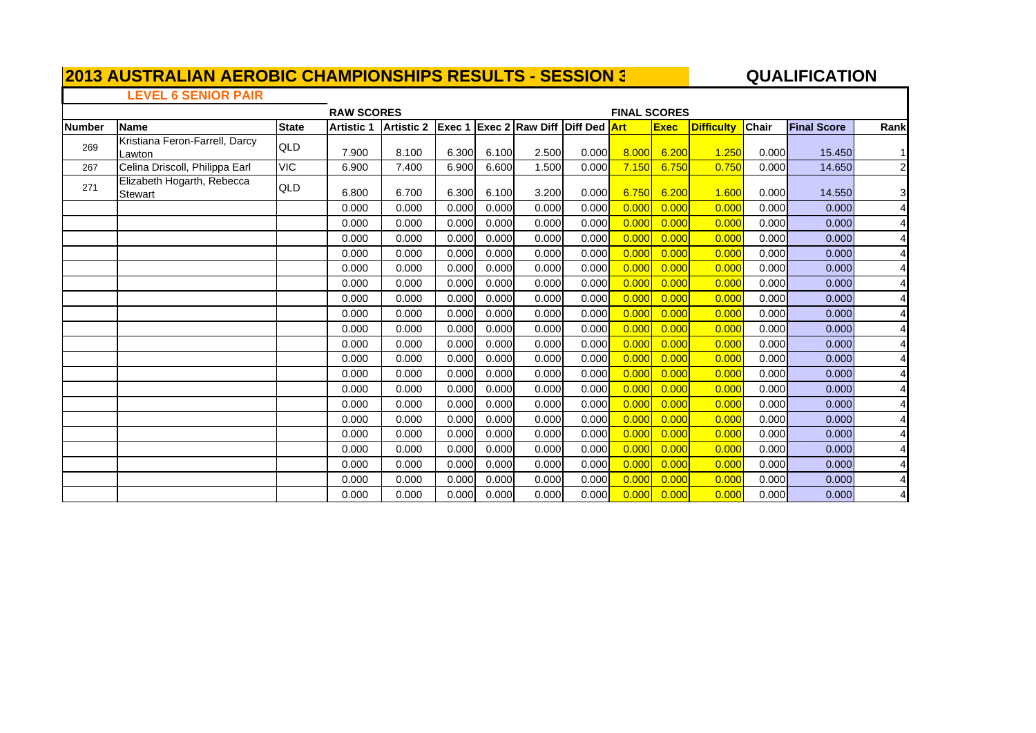# 2013 AUSTRALIAN AEROBIC CHAMPIONSHIPS RESULTS - SESSION 3

## QUALIFICATION

### LEVEL 6 SENIOR PAIR

| | | | RAW SCORES | | | | | | FINAL SCORES | | | | | |
|---|---|---|---|---|---|---|---|---|---|---|---|---|---|---|
| **Number** | **Name** | **State** | **Artistic 1** | **Artistic 2** | **Exec 1** | **Exec 2** | **Raw Diff** | **Diff Ded** | **Art** | **Exec** | **Difficulty** | **Chair** | **Final Score** | **Rank** |
| 269 | Kristiana Feron-Farrell, Darcy Lawton | QLD | 7.900 | 8.100 | 6.300 | 6.100 | 2.500 | 0.000 | 8.000 | 6.200 | 1.250 | 0.000 | 15.450 | 1 |
| 267 | Celina Driscoll, Philippa Earl | VIC | 6.900 | 7.400 | 6.900 | 6.600 | 1.500 | 0.000 | 7.150 | 6.750 | 0.750 | 0.000 | 14.650 | 2 |
| 271 | Elizabeth Hogarth, Rebecca Stewart | QLD | 6.800 | 6.700 | 6.300 | 6.100 | 3.200 | 0.000 | 6.750 | 6.200 | 1.600 | 0.000 | 14.550 | 3 |
| | | | 0.000 | 0.000 | 0.000 | 0.000 | 0.000 | 0.000 | 0.000 | 0.000 | 0.000 | 0.000 | 0.000 | 4 |
| | | | 0.000 | 0.000 | 0.000 | 0.000 | 0.000 | 0.000 | 0.000 | 0.000 | 0.000 | 0.000 | 0.000 | 4 |
| | | | 0.000 | 0.000 | 0.000 | 0.000 | 0.000 | 0.000 | 0.000 | 0.000 | 0.000 | 0.000 | 0.000 | 4 |
| | | | 0.000 | 0.000 | 0.000 | 0.000 | 0.000 | 0.000 | 0.000 | 0.000 | 0.000 | 0.000 | 0.000 | 4 |
| | | | 0.000 | 0.000 | 0.000 | 0.000 | 0.000 | 0.000 | 0.000 | 0.000 | 0.000 | 0.000 | 0.000 | 4 |
| | | | 0.000 | 0.000 | 0.000 | 0.000 | 0.000 | 0.000 | 0.000 | 0.000 | 0.000 | 0.000 | 0.000 | 4 |
| | | | 0.000 | 0.000 | 0.000 | 0.000 | 0.000 | 0.000 | 0.000 | 0.000 | 0.000 | 0.000 | 0.000 | 4 |
| | | | 0.000 | 0.000 | 0.000 | 0.000 | 0.000 | 0.000 | 0.000 | 0.000 | 0.000 | 0.000 | 0.000 | 4 |
| | | | 0.000 | 0.000 | 0.000 | 0.000 | 0.000 | 0.000 | 0.000 | 0.000 | 0.000 | 0.000 | 0.000 | 4 |
| | | | 0.000 | 0.000 | 0.000 | 0.000 | 0.000 | 0.000 | 0.000 | 0.000 | 0.000 | 0.000 | 0.000 | 4 |
| | | | 0.000 | 0.000 | 0.000 | 0.000 | 0.000 | 0.000 | 0.000 | 0.000 | 0.000 | 0.000 | 0.000 | 4 |
| | | | 0.000 | 0.000 | 0.000 | 0.000 | 0.000 | 0.000 | 0.000 | 0.000 | 0.000 | 0.000 | 0.000 | 4 |
| | | | 0.000 | 0.000 | 0.000 | 0.000 | 0.000 | 0.000 | 0.000 | 0.000 | 0.000 | 0.000 | 0.000 | 4 |
| | | | 0.000 | 0.000 | 0.000 | 0.000 | 0.000 | 0.000 | 0.000 | 0.000 | 0.000 | 0.000 | 0.000 | 4 |
| | | | 0.000 | 0.000 | 0.000 | 0.000 | 0.000 | 0.000 | 0.000 | 0.000 | 0.000 | 0.000 | 0.000 | 4 |
| | | | 0.000 | 0.000 | 0.000 | 0.000 | 0.000 | 0.000 | 0.000 | 0.000 | 0.000 | 0.000 | 0.000 | 4 |
| | | | 0.000 | 0.000 | 0.000 | 0.000 | 0.000 | 0.000 | 0.000 | 0.000 | 0.000 | 0.000 | 0.000 | 4 |
| | | | 0.000 | 0.000 | 0.000 | 0.000 | 0.000 | 0.000 | 0.000 | 0.000 | 0.000 | 0.000 | 0.000 | 4 |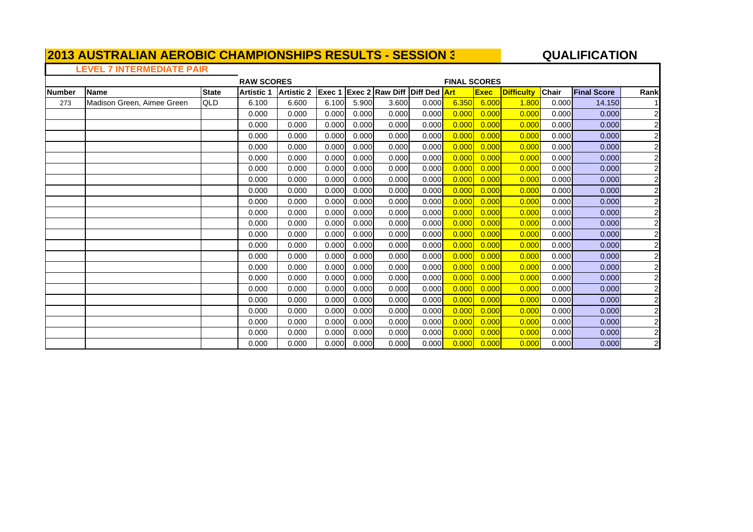# 2013 AUSTRALIAN AEROBIC CHAMPIONSHIPS RESULTS - SESSION 3

## QUALIFICATION

### LEVEL 7 INTERMEDIATE PAIR

| | | | RAW SCORES | | | | | | FINAL SCORES | | | | | |
|---|---|---|---|---|---|---|---|---|---|---|---|---|---|---|
| **Number** | **Name** | **State** | **Artistic 1** | **Artistic 2** | **Exec 1** | **Exec 2** | **Raw Diff** | **Diff Ded** | **Art** | **Exec** | **Difficulty** | **Chair** | **Final Score** | **Rank** |
| 273 | Madison Green, Aimee Green | QLD | 6.100 | 6.600 | 6.100 | 5.900 | 3.600 | 0.000 | 6.350 | 6.000 | 1.800 | 0.000 | 14.150 | 1 |
| | | | 0.000 | 0.000 | 0.000 | 0.000 | 0.000 | 0.000 | 0.000 | 0.000 | 0.000 | 0.000 | 0.000 | 2 |
| | | | 0.000 | 0.000 | 0.000 | 0.000 | 0.000 | 0.000 | 0.000 | 0.000 | 0.000 | 0.000 | 0.000 | 2 |
| | | | 0.000 | 0.000 | 0.000 | 0.000 | 0.000 | 0.000 | 0.000 | 0.000 | 0.000 | 0.000 | 0.000 | 2 |
| | | | 0.000 | 0.000 | 0.000 | 0.000 | 0.000 | 0.000 | 0.000 | 0.000 | 0.000 | 0.000 | 0.000 | 2 |
| | | | 0.000 | 0.000 | 0.000 | 0.000 | 0.000 | 0.000 | 0.000 | 0.000 | 0.000 | 0.000 | 0.000 | 2 |
| | | | 0.000 | 0.000 | 0.000 | 0.000 | 0.000 | 0.000 | 0.000 | 0.000 | 0.000 | 0.000 | 0.000 | 2 |
| | | | 0.000 | 0.000 | 0.000 | 0.000 | 0.000 | 0.000 | 0.000 | 0.000 | 0.000 | 0.000 | 0.000 | 2 |
| | | | 0.000 | 0.000 | 0.000 | 0.000 | 0.000 | 0.000 | 0.000 | 0.000 | 0.000 | 0.000 | 0.000 | 2 |
| | | | 0.000 | 0.000 | 0.000 | 0.000 | 0.000 | 0.000 | 0.000 | 0.000 | 0.000 | 0.000 | 0.000 | 2 |
| | | | 0.000 | 0.000 | 0.000 | 0.000 | 0.000 | 0.000 | 0.000 | 0.000 | 0.000 | 0.000 | 0.000 | 2 |
| | | | 0.000 | 0.000 | 0.000 | 0.000 | 0.000 | 0.000 | 0.000 | 0.000 | 0.000 | 0.000 | 0.000 | 2 |
| | | | 0.000 | 0.000 | 0.000 | 0.000 | 0.000 | 0.000 | 0.000 | 0.000 | 0.000 | 0.000 | 0.000 | 2 |
| | | | 0.000 | 0.000 | 0.000 | 0.000 | 0.000 | 0.000 | 0.000 | 0.000 | 0.000 | 0.000 | 0.000 | 2 |
| | | | 0.000 | 0.000 | 0.000 | 0.000 | 0.000 | 0.000 | 0.000 | 0.000 | 0.000 | 0.000 | 0.000 | 2 |
| | | | 0.000 | 0.000 | 0.000 | 0.000 | 0.000 | 0.000 | 0.000 | 0.000 | 0.000 | 0.000 | 0.000 | 2 |
| | | | 0.000 | 0.000 | 0.000 | 0.000 | 0.000 | 0.000 | 0.000 | 0.000 | 0.000 | 0.000 | 0.000 | 2 |
| | | | 0.000 | 0.000 | 0.000 | 0.000 | 0.000 | 0.000 | 0.000 | 0.000 | 0.000 | 0.000 | 0.000 | 2 |
| | | | 0.000 | 0.000 | 0.000 | 0.000 | 0.000 | 0.000 | 0.000 | 0.000 | 0.000 | 0.000 | 0.000 | 2 |
| | | | 0.000 | 0.000 | 0.000 | 0.000 | 0.000 | 0.000 | 0.000 | 0.000 | 0.000 | 0.000 | 0.000 | 2 |
| | | | 0.000 | 0.000 | 0.000 | 0.000 | 0.000 | 0.000 | 0.000 | 0.000 | 0.000 | 0.000 | 0.000 | 2 |
| | | | 0.000 | 0.000 | 0.000 | 0.000 | 0.000 | 0.000 | 0.000 | 0.000 | 0.000 | 0.000 | 0.000 | 2 |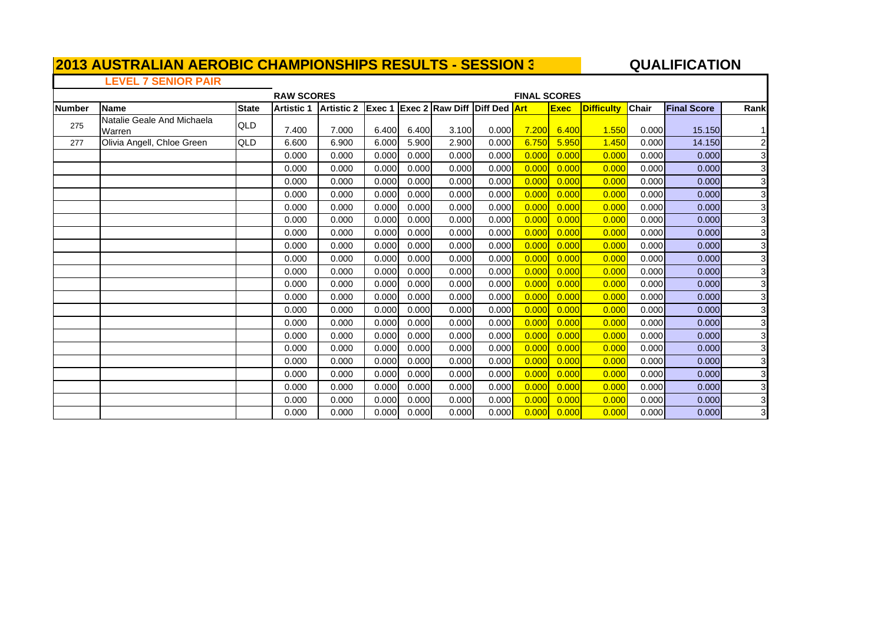# 2013 AUSTRALIAN AEROBIC CHAMPIONSHIPS RESULTS - SESSION 3

**QUALIFICATION**

## LEVEL 7 SENIOR PAIR

| | | | RAW SCORES | | | | | | FINAL SCORES | | | | | |
|---|---|---|---|---|---|---|---|---|---|---|---|---|---|---|
| Number | Name | State | Artistic 1 | Artistic 2 | Exec 1 | Exec 2 | Raw Diff | Diff Ded | Art | Exec | Difficulty | Chair | Final Score | Rank |
| 275 | Natalie Geale And Michaela Warren | QLD | 7.400 | 7.000 | 6.400 | 6.400 | 3.100 | 0.000 | 7.200 | 6.400 | 1.550 | 0.000 | 15.150 | 1 |
| 277 | Olivia Angell, Chloe Green | QLD | 6.600 | 6.900 | 6.000 | 5.900 | 2.900 | 0.000 | 6.750 | 5.950 | 1.450 | 0.000 | 14.150 | 2 |
| | | | 0.000 | 0.000 | 0.000 | 0.000 | 0.000 | 0.000 | 0.000 | 0.000 | 0.000 | 0.000 | 0.000 | 3 |
| | | | 0.000 | 0.000 | 0.000 | 0.000 | 0.000 | 0.000 | 0.000 | 0.000 | 0.000 | 0.000 | 0.000 | 3 |
| | | | 0.000 | 0.000 | 0.000 | 0.000 | 0.000 | 0.000 | 0.000 | 0.000 | 0.000 | 0.000 | 0.000 | 3 |
| | | | 0.000 | 0.000 | 0.000 | 0.000 | 0.000 | 0.000 | 0.000 | 0.000 | 0.000 | 0.000 | 0.000 | 3 |
| | | | 0.000 | 0.000 | 0.000 | 0.000 | 0.000 | 0.000 | 0.000 | 0.000 | 0.000 | 0.000 | 0.000 | 3 |
| | | | 0.000 | 0.000 | 0.000 | 0.000 | 0.000 | 0.000 | 0.000 | 0.000 | 0.000 | 0.000 | 0.000 | 3 |
| | | | 0.000 | 0.000 | 0.000 | 0.000 | 0.000 | 0.000 | 0.000 | 0.000 | 0.000 | 0.000 | 0.000 | 3 |
| | | | 0.000 | 0.000 | 0.000 | 0.000 | 0.000 | 0.000 | 0.000 | 0.000 | 0.000 | 0.000 | 0.000 | 3 |
| | | | 0.000 | 0.000 | 0.000 | 0.000 | 0.000 | 0.000 | 0.000 | 0.000 | 0.000 | 0.000 | 0.000 | 3 |
| | | | 0.000 | 0.000 | 0.000 | 0.000 | 0.000 | 0.000 | 0.000 | 0.000 | 0.000 | 0.000 | 0.000 | 3 |
| | | | 0.000 | 0.000 | 0.000 | 0.000 | 0.000 | 0.000 | 0.000 | 0.000 | 0.000 | 0.000 | 0.000 | 3 |
| | | | 0.000 | 0.000 | 0.000 | 0.000 | 0.000 | 0.000 | 0.000 | 0.000 | 0.000 | 0.000 | 0.000 | 3 |
| | | | 0.000 | 0.000 | 0.000 | 0.000 | 0.000 | 0.000 | 0.000 | 0.000 | 0.000 | 0.000 | 0.000 | 3 |
| | | | 0.000 | 0.000 | 0.000 | 0.000 | 0.000 | 0.000 | 0.000 | 0.000 | 0.000 | 0.000 | 0.000 | 3 |
| | | | 0.000 | 0.000 | 0.000 | 0.000 | 0.000 | 0.000 | 0.000 | 0.000 | 0.000 | 0.000 | 0.000 | 3 |
| | | | 0.000 | 0.000 | 0.000 | 0.000 | 0.000 | 0.000 | 0.000 | 0.000 | 0.000 | 0.000 | 0.000 | 3 |
| | | | 0.000 | 0.000 | 0.000 | 0.000 | 0.000 | 0.000 | 0.000 | 0.000 | 0.000 | 0.000 | 0.000 | 3 |
| | | | 0.000 | 0.000 | 0.000 | 0.000 | 0.000 | 0.000 | 0.000 | 0.000 | 0.000 | 0.000 | 0.000 | 3 |
| | | | 0.000 | 0.000 | 0.000 | 0.000 | 0.000 | 0.000 | 0.000 | 0.000 | 0.000 | 0.000 | 0.000 | 3 |
| | | | 0.000 | 0.000 | 0.000 | 0.000 | 0.000 | 0.000 | 0.000 | 0.000 | 0.000 | 0.000 | 0.000 | 3 |
| | | | 0.000 | 0.000 | 0.000 | 0.000 | 0.000 | 0.000 | 0.000 | 0.000 | 0.000 | 0.000 | 0.000 | 3 |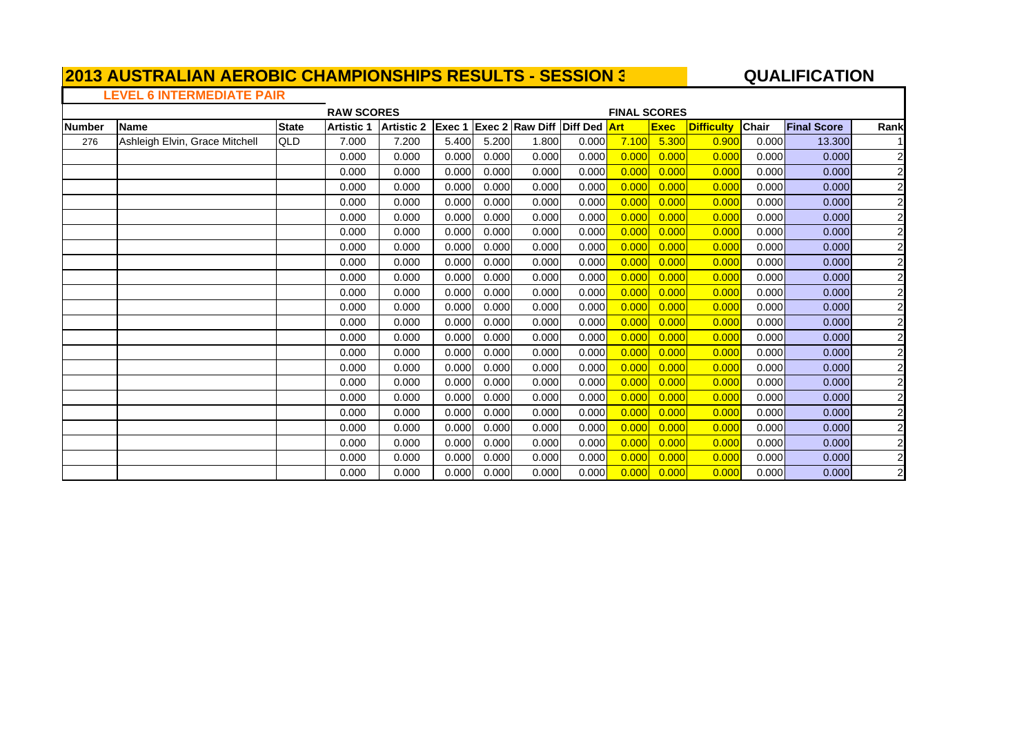# 2013 AUSTRALIAN AEROBIC CHAMPIONSHIPS RESULTS - SESSION 3

## QUALIFICATION

### LEVEL 6 INTERMEDIATE PAIR

| | | | RAW SCORES | | | | | | FINAL SCORES | | | | | |
|---|---|---|---|---|---|---|---|---|---|---|---|---|---|---|
| Number | Name | State | Artistic 1 | Artistic 2 | Exec 1 | Exec 2 | Raw Diff | Diff Ded | Art | Exec | Difficulty | Chair | Final Score | Rank |
| 276 | Ashleigh Elvin, Grace Mitchell | QLD | 7.000 | 7.200 | 5.400 | 5.200 | 1.800 | 0.000 | 7.100 | 5.300 | 0.900 | 0.000 | 13.300 | 1 |
| | | | 0.000 | 0.000 | 0.000 | 0.000 | 0.000 | 0.000 | 0.000 | 0.000 | 0.000 | 0.000 | 0.000 | 2 |
| | | | 0.000 | 0.000 | 0.000 | 0.000 | 0.000 | 0.000 | 0.000 | 0.000 | 0.000 | 0.000 | 0.000 | 2 |
| | | | 0.000 | 0.000 | 0.000 | 0.000 | 0.000 | 0.000 | 0.000 | 0.000 | 0.000 | 0.000 | 0.000 | 2 |
| | | | 0.000 | 0.000 | 0.000 | 0.000 | 0.000 | 0.000 | 0.000 | 0.000 | 0.000 | 0.000 | 0.000 | 2 |
| | | | 0.000 | 0.000 | 0.000 | 0.000 | 0.000 | 0.000 | 0.000 | 0.000 | 0.000 | 0.000 | 0.000 | 2 |
| | | | 0.000 | 0.000 | 0.000 | 0.000 | 0.000 | 0.000 | 0.000 | 0.000 | 0.000 | 0.000 | 0.000 | 2 |
| | | | 0.000 | 0.000 | 0.000 | 0.000 | 0.000 | 0.000 | 0.000 | 0.000 | 0.000 | 0.000 | 0.000 | 2 |
| | | | 0.000 | 0.000 | 0.000 | 0.000 | 0.000 | 0.000 | 0.000 | 0.000 | 0.000 | 0.000 | 0.000 | 2 |
| | | | 0.000 | 0.000 | 0.000 | 0.000 | 0.000 | 0.000 | 0.000 | 0.000 | 0.000 | 0.000 | 0.000 | 2 |
| | | | 0.000 | 0.000 | 0.000 | 0.000 | 0.000 | 0.000 | 0.000 | 0.000 | 0.000 | 0.000 | 0.000 | 2 |
| | | | 0.000 | 0.000 | 0.000 | 0.000 | 0.000 | 0.000 | 0.000 | 0.000 | 0.000 | 0.000 | 0.000 | 2 |
| | | | 0.000 | 0.000 | 0.000 | 0.000 | 0.000 | 0.000 | 0.000 | 0.000 | 0.000 | 0.000 | 0.000 | 2 |
| | | | 0.000 | 0.000 | 0.000 | 0.000 | 0.000 | 0.000 | 0.000 | 0.000 | 0.000 | 0.000 | 0.000 | 2 |
| | | | 0.000 | 0.000 | 0.000 | 0.000 | 0.000 | 0.000 | 0.000 | 0.000 | 0.000 | 0.000 | 0.000 | 2 |
| | | | 0.000 | 0.000 | 0.000 | 0.000 | 0.000 | 0.000 | 0.000 | 0.000 | 0.000 | 0.000 | 0.000 | 2 |
| | | | 0.000 | 0.000 | 0.000 | 0.000 | 0.000 | 0.000 | 0.000 | 0.000 | 0.000 | 0.000 | 0.000 | 2 |
| | | | 0.000 | 0.000 | 0.000 | 0.000 | 0.000 | 0.000 | 0.000 | 0.000 | 0.000 | 0.000 | 0.000 | 2 |
| | | | 0.000 | 0.000 | 0.000 | 0.000 | 0.000 | 0.000 | 0.000 | 0.000 | 0.000 | 0.000 | 0.000 | 2 |
| | | | 0.000 | 0.000 | 0.000 | 0.000 | 0.000 | 0.000 | 0.000 | 0.000 | 0.000 | 0.000 | 0.000 | 2 |
| | | | 0.000 | 0.000 | 0.000 | 0.000 | 0.000 | 0.000 | 0.000 | 0.000 | 0.000 | 0.000 | 0.000 | 2 |
| | | | 0.000 | 0.000 | 0.000 | 0.000 | 0.000 | 0.000 | 0.000 | 0.000 | 0.000 | 0.000 | 0.000 | 2 |
| | | | 0.000 | 0.000 | 0.000 | 0.000 | 0.000 | 0.000 | 0.000 | 0.000 | 0.000 | 0.000 | 0.000 | 2 |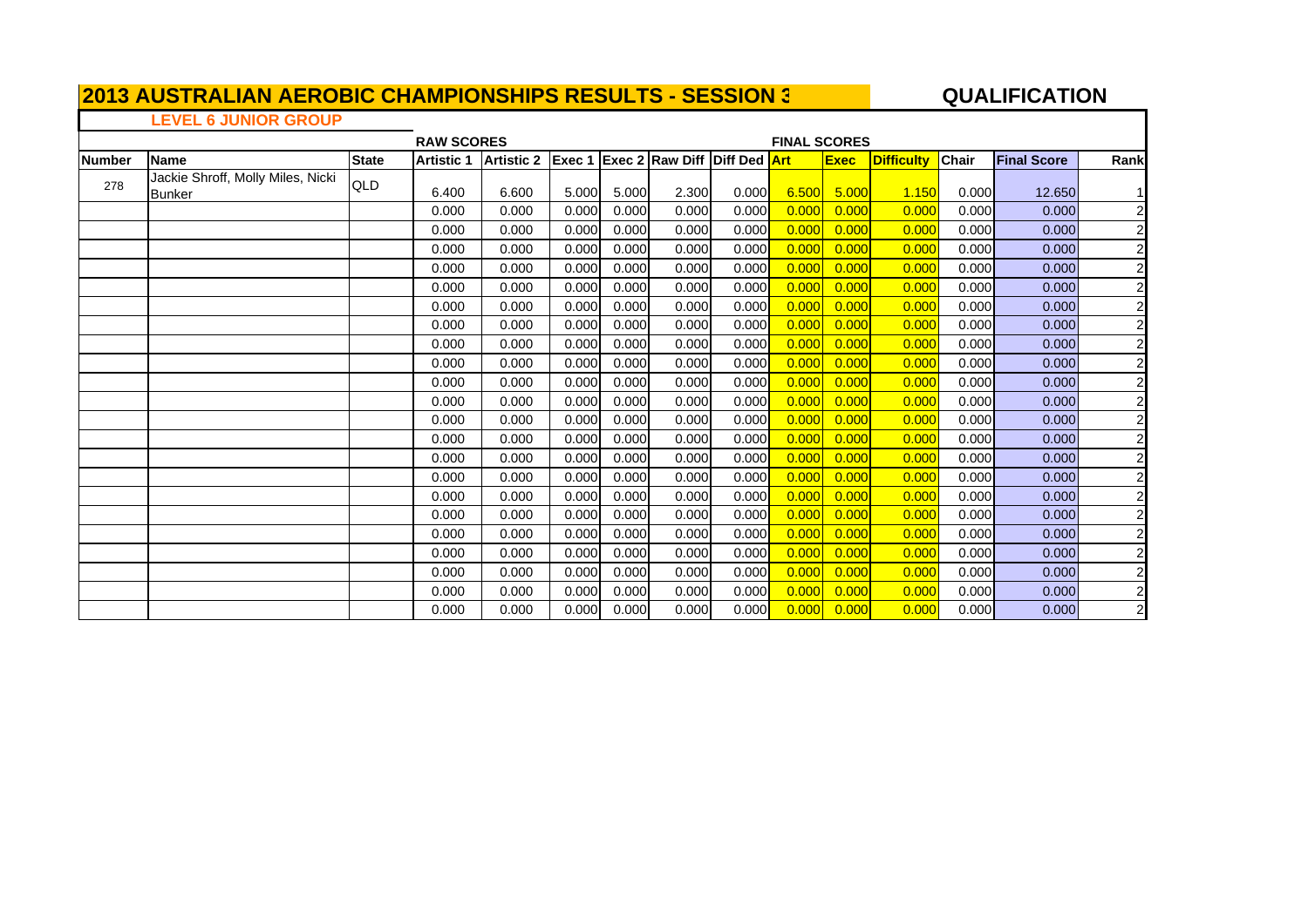# 2013 AUSTRALIAN AEROBIC CHAMPIONSHIPS RESULTS - SESSION 3

## QUALIFICATION

### LEVEL 6 JUNIOR GROUP

| | | | RAW SCORES | | | | | | FINAL SCORES | | | | | |
|---|---|---|---|---|---|---|---|---|---|---|---|---|---|---|
| Number | Name | State | Artistic 1 | Artistic 2 | Exec 1 | Exec 2 | Raw Diff | Diff Ded | Art | Exec | Difficulty | Chair | Final Score | Rank |
| 278 | Jackie Shroff, Molly Miles, Nicki Bunker | QLD | 6.400 | 6.600 | 5.000 | 5.000 | 2.300 | 0.000 | 6.500 | 5.000 | 1.150 | 0.000 | 12.650 | 1 |
| | | | 0.000 | 0.000 | 0.000 | 0.000 | 0.000 | 0.000 | 0.000 | 0.000 | 0.000 | 0.000 | 0.000 | 2 |
| | | | 0.000 | 0.000 | 0.000 | 0.000 | 0.000 | 0.000 | 0.000 | 0.000 | 0.000 | 0.000 | 0.000 | 2 |
| | | | 0.000 | 0.000 | 0.000 | 0.000 | 0.000 | 0.000 | 0.000 | 0.000 | 0.000 | 0.000 | 0.000 | 2 |
| | | | 0.000 | 0.000 | 0.000 | 0.000 | 0.000 | 0.000 | 0.000 | 0.000 | 0.000 | 0.000 | 0.000 | 2 |
| | | | 0.000 | 0.000 | 0.000 | 0.000 | 0.000 | 0.000 | 0.000 | 0.000 | 0.000 | 0.000 | 0.000 | 2 |
| | | | 0.000 | 0.000 | 0.000 | 0.000 | 0.000 | 0.000 | 0.000 | 0.000 | 0.000 | 0.000 | 0.000 | 2 |
| | | | 0.000 | 0.000 | 0.000 | 0.000 | 0.000 | 0.000 | 0.000 | 0.000 | 0.000 | 0.000 | 0.000 | 2 |
| | | | 0.000 | 0.000 | 0.000 | 0.000 | 0.000 | 0.000 | 0.000 | 0.000 | 0.000 | 0.000 | 0.000 | 2 |
| | | | 0.000 | 0.000 | 0.000 | 0.000 | 0.000 | 0.000 | 0.000 | 0.000 | 0.000 | 0.000 | 0.000 | 2 |
| | | | 0.000 | 0.000 | 0.000 | 0.000 | 0.000 | 0.000 | 0.000 | 0.000 | 0.000 | 0.000 | 0.000 | 2 |
| | | | 0.000 | 0.000 | 0.000 | 0.000 | 0.000 | 0.000 | 0.000 | 0.000 | 0.000 | 0.000 | 0.000 | 2 |
| | | | 0.000 | 0.000 | 0.000 | 0.000 | 0.000 | 0.000 | 0.000 | 0.000 | 0.000 | 0.000 | 0.000 | 2 |
| | | | 0.000 | 0.000 | 0.000 | 0.000 | 0.000 | 0.000 | 0.000 | 0.000 | 0.000 | 0.000 | 0.000 | 2 |
| | | | 0.000 | 0.000 | 0.000 | 0.000 | 0.000 | 0.000 | 0.000 | 0.000 | 0.000 | 0.000 | 0.000 | 2 |
| | | | 0.000 | 0.000 | 0.000 | 0.000 | 0.000 | 0.000 | 0.000 | 0.000 | 0.000 | 0.000 | 0.000 | 2 |
| | | | 0.000 | 0.000 | 0.000 | 0.000 | 0.000 | 0.000 | 0.000 | 0.000 | 0.000 | 0.000 | 0.000 | 2 |
| | | | 0.000 | 0.000 | 0.000 | 0.000 | 0.000 | 0.000 | 0.000 | 0.000 | 0.000 | 0.000 | 0.000 | 2 |
| | | | 0.000 | 0.000 | 0.000 | 0.000 | 0.000 | 0.000 | 0.000 | 0.000 | 0.000 | 0.000 | 0.000 | 2 |
| | | | 0.000 | 0.000 | 0.000 | 0.000 | 0.000 | 0.000 | 0.000 | 0.000 | 0.000 | 0.000 | 0.000 | 2 |
| | | | 0.000 | 0.000 | 0.000 | 0.000 | 0.000 | 0.000 | 0.000 | 0.000 | 0.000 | 0.000 | 0.000 | 2 |
| | | | 0.000 | 0.000 | 0.000 | 0.000 | 0.000 | 0.000 | 0.000 | 0.000 | 0.000 | 0.000 | 0.000 | 2 |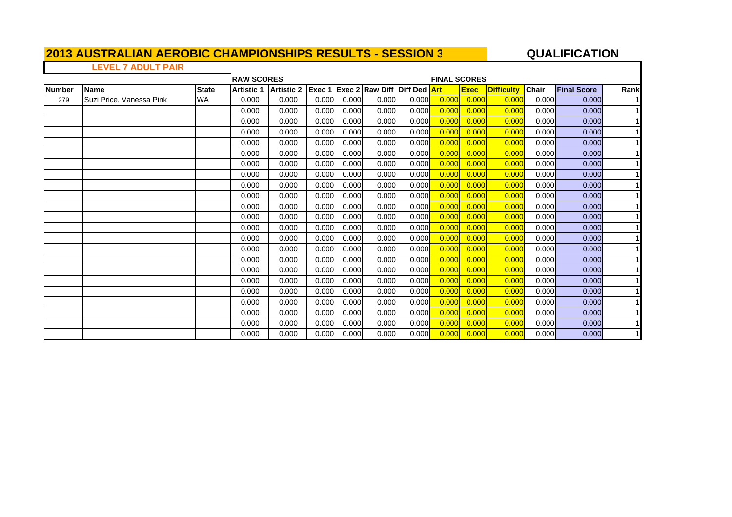# 2013 AUSTRALIAN AEROBIC CHAMPIONSHIPS RESULTS - SESSION 3

## QUALIFICATION

### LEVEL 7 ADULT PAIR

| | | | RAW SCORES | | | | | | FINAL SCORES | | | | | |
|---|---|---|---|---|---|---|---|---|---|---|---|---|---|---|
| Number | Name | State | Artistic 1 | Artistic 2 | Exec 1 | Exec 2 | Raw Diff | Diff Ded | Art | Exec | Difficulty | Chair | Final Score | Rank |
| ~~279~~ | ~~Suzi Price, Vanessa Pink~~ | ~~WA~~ | 0.000 | 0.000 | 0.000 | 0.000 | 0.000 | 0.000 | 0.000 | 0.000 | 0.000 | 0.000 | 0.000 | 1 |
| | | | 0.000 | 0.000 | 0.000 | 0.000 | 0.000 | 0.000 | 0.000 | 0.000 | 0.000 | 0.000 | 0.000 | 1 |
| | | | 0.000 | 0.000 | 0.000 | 0.000 | 0.000 | 0.000 | 0.000 | 0.000 | 0.000 | 0.000 | 0.000 | 1 |
| | | | 0.000 | 0.000 | 0.000 | 0.000 | 0.000 | 0.000 | 0.000 | 0.000 | 0.000 | 0.000 | 0.000 | 1 |
| | | | 0.000 | 0.000 | 0.000 | 0.000 | 0.000 | 0.000 | 0.000 | 0.000 | 0.000 | 0.000 | 0.000 | 1 |
| | | | 0.000 | 0.000 | 0.000 | 0.000 | 0.000 | 0.000 | 0.000 | 0.000 | 0.000 | 0.000 | 0.000 | 1 |
| | | | 0.000 | 0.000 | 0.000 | 0.000 | 0.000 | 0.000 | 0.000 | 0.000 | 0.000 | 0.000 | 0.000 | 1 |
| | | | 0.000 | 0.000 | 0.000 | 0.000 | 0.000 | 0.000 | 0.000 | 0.000 | 0.000 | 0.000 | 0.000 | 1 |
| | | | 0.000 | 0.000 | 0.000 | 0.000 | 0.000 | 0.000 | 0.000 | 0.000 | 0.000 | 0.000 | 0.000 | 1 |
| | | | 0.000 | 0.000 | 0.000 | 0.000 | 0.000 | 0.000 | 0.000 | 0.000 | 0.000 | 0.000 | 0.000 | 1 |
| | | | 0.000 | 0.000 | 0.000 | 0.000 | 0.000 | 0.000 | 0.000 | 0.000 | 0.000 | 0.000 | 0.000 | 1 |
| | | | 0.000 | 0.000 | 0.000 | 0.000 | 0.000 | 0.000 | 0.000 | 0.000 | 0.000 | 0.000 | 0.000 | 1 |
| | | | 0.000 | 0.000 | 0.000 | 0.000 | 0.000 | 0.000 | 0.000 | 0.000 | 0.000 | 0.000 | 0.000 | 1 |
| | | | 0.000 | 0.000 | 0.000 | 0.000 | 0.000 | 0.000 | 0.000 | 0.000 | 0.000 | 0.000 | 0.000 | 1 |
| | | | 0.000 | 0.000 | 0.000 | 0.000 | 0.000 | 0.000 | 0.000 | 0.000 | 0.000 | 0.000 | 0.000 | 1 |
| | | | 0.000 | 0.000 | 0.000 | 0.000 | 0.000 | 0.000 | 0.000 | 0.000 | 0.000 | 0.000 | 0.000 | 1 |
| | | | 0.000 | 0.000 | 0.000 | 0.000 | 0.000 | 0.000 | 0.000 | 0.000 | 0.000 | 0.000 | 0.000 | 1 |
| | | | 0.000 | 0.000 | 0.000 | 0.000 | 0.000 | 0.000 | 0.000 | 0.000 | 0.000 | 0.000 | 0.000 | 1 |
| | | | 0.000 | 0.000 | 0.000 | 0.000 | 0.000 | 0.000 | 0.000 | 0.000 | 0.000 | 0.000 | 0.000 | 1 |
| | | | 0.000 | 0.000 | 0.000 | 0.000 | 0.000 | 0.000 | 0.000 | 0.000 | 0.000 | 0.000 | 0.000 | 1 |
| | | | 0.000 | 0.000 | 0.000 | 0.000 | 0.000 | 0.000 | 0.000 | 0.000 | 0.000 | 0.000 | 0.000 | 1 |
| | | | 0.000 | 0.000 | 0.000 | 0.000 | 0.000 | 0.000 | 0.000 | 0.000 | 0.000 | 0.000 | 0.000 | 1 |
| | | | 0.000 | 0.000 | 0.000 | 0.000 | 0.000 | 0.000 | 0.000 | 0.000 | 0.000 | 0.000 | 0.000 | 1 |